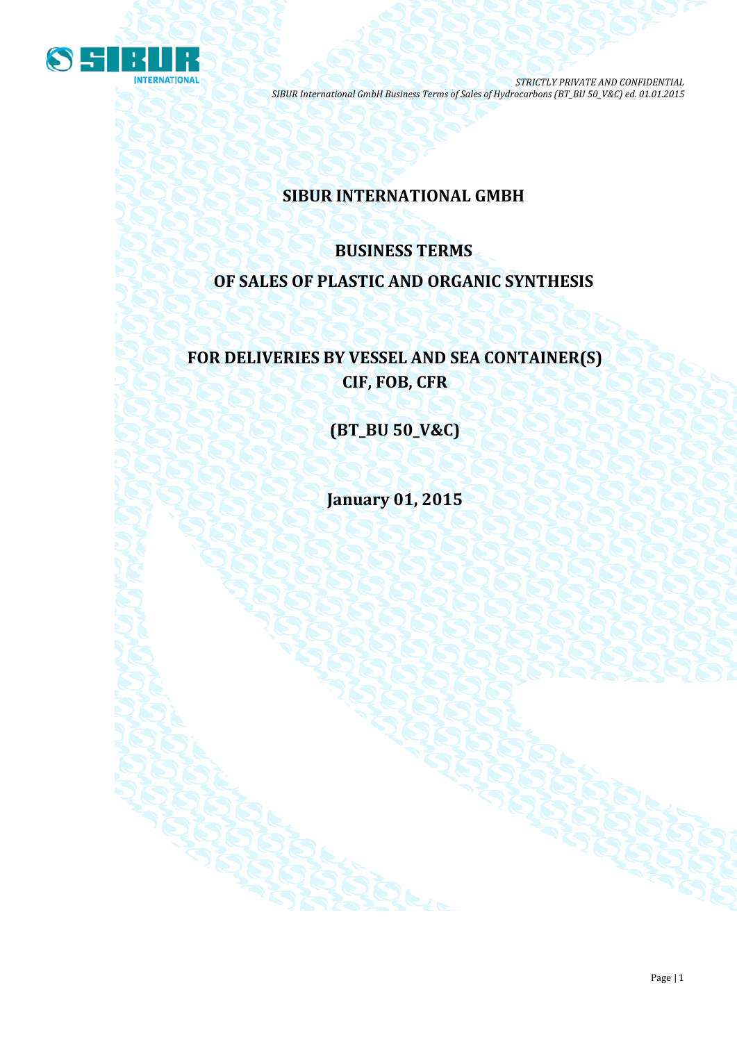# SIBUR INTERNATIONAL GMBH

## BUSINESS TERMS

## OF SALES OF PLASTIC AND ORGANIC SYNTHESIS

## FOR DELIVERIES BY VESSEL AND SEA CONTAINER(S)
## CIF, FOB, CFR

## (BT_BU 50_V&C)

## January 01, 2015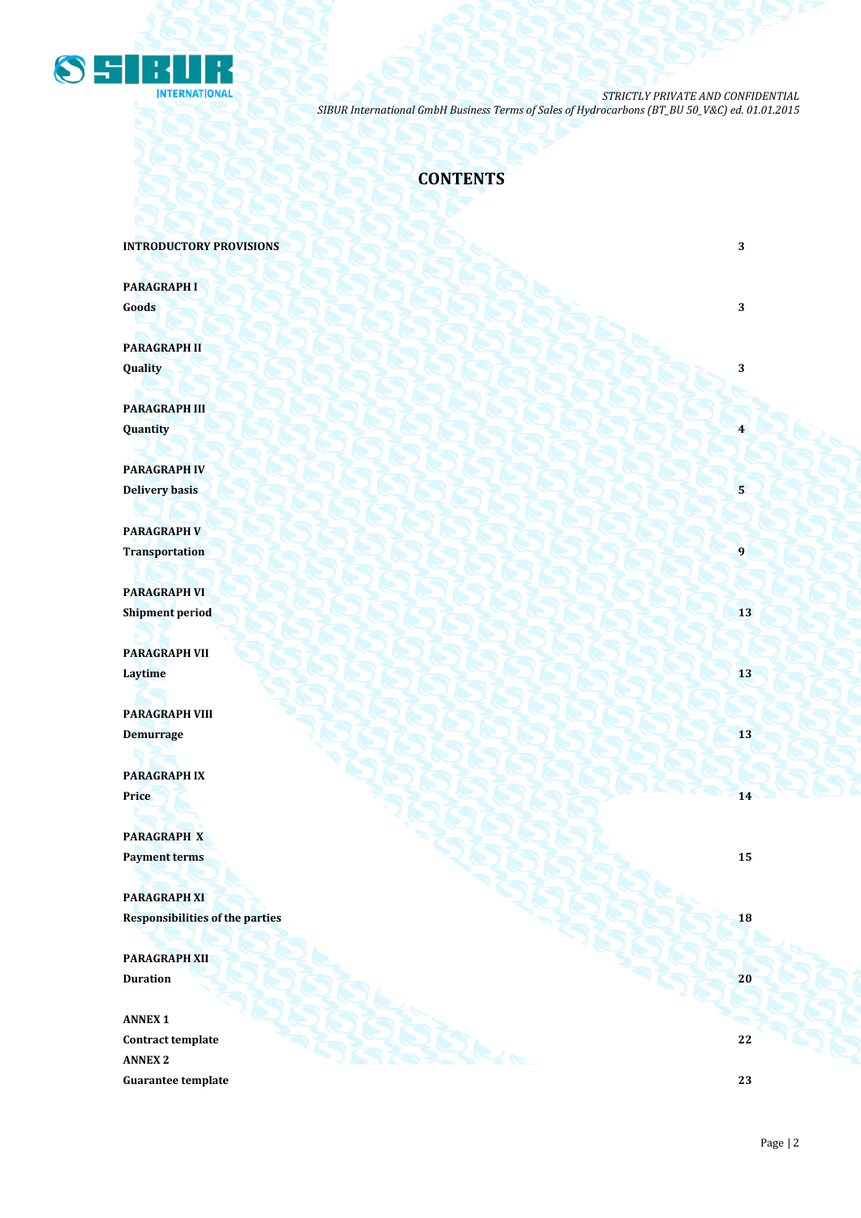# CONTENTS

| | |
|---|---|
| **INTRODUCTORY PROVISIONS** | **3** |
| **PARAGRAPH I**<br>**Goods** | **3** |
| **PARAGRAPH II**<br>**Quality** | **3** |
| **PARAGRAPH III**<br>**Quantity** | **4** |
| **PARAGRAPH IV**<br>**Delivery basis** | **5** |
| **PARAGRAPH V**<br>**Transportation** | **9** |
| **PARAGRAPH VI**<br>**Shipment period** | **13** |
| **PARAGRAPH VII**<br>**Laytime** | **13** |
| **PARAGRAPH VIII**<br>**Demurrage** | **13** |
| **PARAGRAPH IX**<br>**Price** | **14** |
| **PARAGRAPH X**<br>**Payment terms** | **15** |
| **PARAGRAPH XI**<br>**Responsibilities of the parties** | **18** |
| **PARAGRAPH XII**<br>**Duration** | **20** |
| **ANNEX 1**<br>**Contract template** | **22** |
| **ANNEX 2**<br>**Guarantee template** | **23** |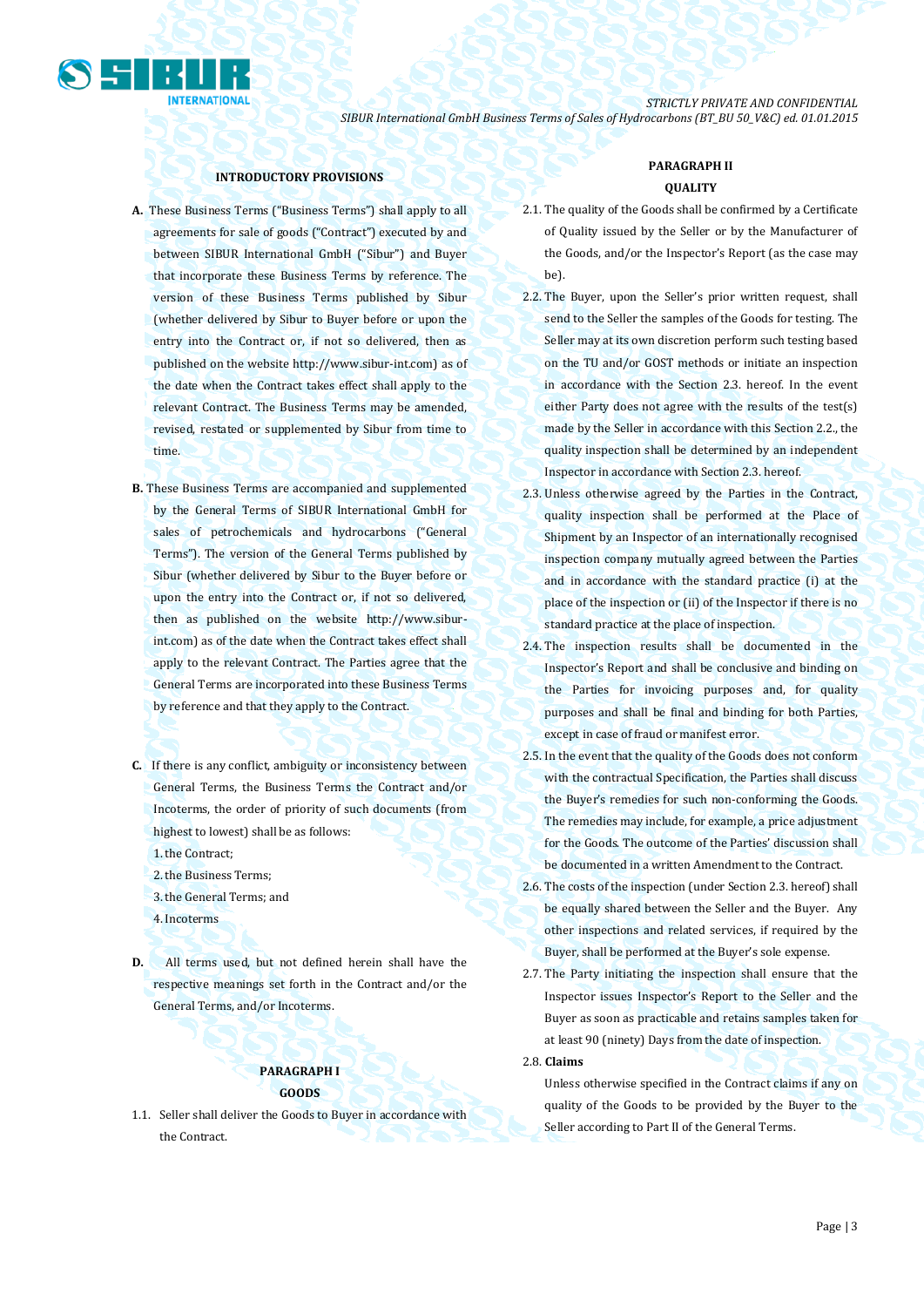## INTRODUCTORY PROVISIONS

**A.** These Business Terms ("Business Terms") shall apply to all agreements for sale of goods ("Contract") executed by and between SIBUR International GmbH ("Sibur") and Buyer that incorporate these Business Terms by reference. The version of these Business Terms published by Sibur (whether delivered by Sibur to Buyer before or upon the entry into the Contract or, if not so delivered, then as published on the website http://www.sibur-int.com) as of the date when the Contract takes effect shall apply to the relevant Contract. The Business Terms may be amended, revised, restated or supplemented by Sibur from time to time.

**B.** These Business Terms are accompanied and supplemented by the General Terms of SIBUR International GmbH for sales of petrochemicals and hydrocarbons ("General Terms"). The version of the General Terms published by Sibur (whether delivered by Sibur to the Buyer before or upon the entry into the Contract or, if not so delivered, then as published on the website http://www.sibur-int.com) as of the date when the Contract takes effect shall apply to the relevant Contract. The Parties agree that the General Terms are incorporated into these Business Terms by reference and that they apply to the Contract.

**C.** If there is any conflict, ambiguity or inconsistency between General Terms, the Business Terms the Contract and/or Incoterms, the order of priority of such documents (from highest to lowest) shall be as follows:

1. the Contract;
2. the Business Terms;
3. the General Terms; and
4. Incoterms

**D.** All terms used, but not defined herein shall have the respective meanings set forth in the Contract and/or the General Terms, and/or Incoterms.

## PARAGRAPH I
## GOODS

1.1. Seller shall deliver the Goods to Buyer in accordance with the Contract.

## PARAGRAPH II
## QUALITY

2.1. The quality of the Goods shall be confirmed by a Certificate of Quality issued by the Seller or by the Manufacturer of the Goods, and/or the Inspector's Report (as the case may be).

2.2. The Buyer, upon the Seller's prior written request, shall send to the Seller the samples of the Goods for testing. The Seller may at its own discretion perform such testing based on the TU and/or GOST methods or initiate an inspection in accordance with the Section 2.3. hereof. In the event either Party does not agree with the results of the test(s) made by the Seller in accordance with this Section 2.2., the quality inspection shall be determined by an independent Inspector in accordance with Section 2.3. hereof.

2.3. Unless otherwise agreed by the Parties in the Contract, quality inspection shall be performed at the Place of Shipment by an Inspector of an internationally recognised inspection company mutually agreed between the Parties and in accordance with the standard practice (i) at the place of the inspection or (ii) of the Inspector if there is no standard practice at the place of inspection.

2.4. The inspection results shall be documented in the Inspector's Report and shall be conclusive and binding on the Parties for invoicing purposes and, for quality purposes and shall be final and binding for both Parties, except in case of fraud or manifest error.

2.5. In the event that the quality of the Goods does not conform with the contractual Specification, the Parties shall discuss the Buyer's remedies for such non-conforming the Goods. The remedies may include, for example, a price adjustment for the Goods. The outcome of the Parties' discussion shall be documented in a written Amendment to the Contract.

2.6. The costs of the inspection (under Section 2.3. hereof) shall be equally shared between the Seller and the Buyer. Any other inspections and related services, if required by the Buyer, shall be performed at the Buyer's sole expense.

2.7. The Party initiating the inspection shall ensure that the Inspector issues Inspector's Report to the Seller and the Buyer as soon as practicable and retains samples taken for at least 90 (ninety) Days from the date of inspection.

2.8. **Claims**

Unless otherwise specified in the Contract claims if any on quality of the Goods to be provided by the Buyer to the Seller according to Part II of the General Terms.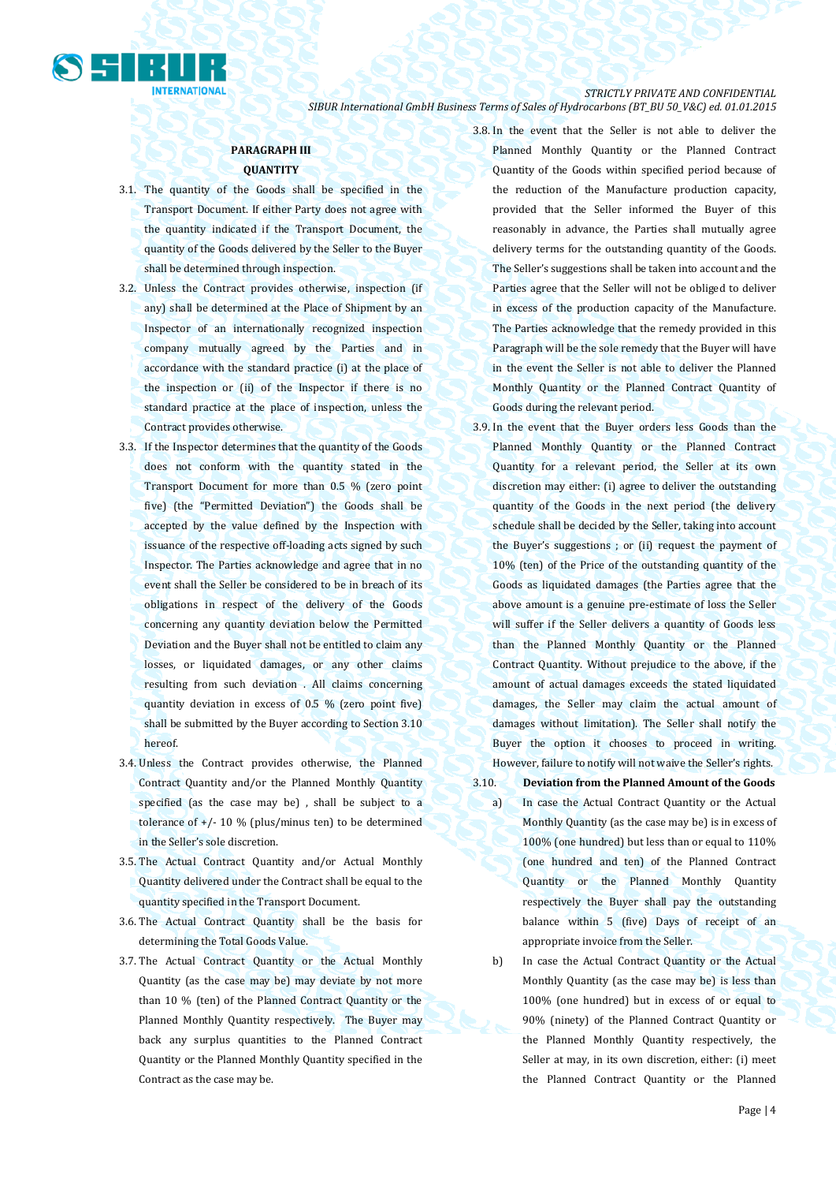## PARAGRAPH III

## QUANTITY

3.1. The quantity of the Goods shall be specified in the Transport Document. If either Party does not agree with the quantity indicated if the Transport Document, the quantity of the Goods delivered by the Seller to the Buyer shall be determined through inspection.

3.2. Unless the Contract provides otherwise, inspection (if any) shall be determined at the Place of Shipment by an Inspector of an internationally recognized inspection company mutually agreed by the Parties and in accordance with the standard practice (i) at the place of the inspection or (ii) of the Inspector if there is no standard practice at the place of inspection, unless the Contract provides otherwise.

3.3. If the Inspector determines that the quantity of the Goods does not conform with the quantity stated in the Transport Document for more than 0.5 % (zero point five) (the "Permitted Deviation") the Goods shall be accepted by the value defined by the Inspection with issuance of the respective off-loading acts signed by such Inspector. The Parties acknowledge and agree that in no event shall the Seller be considered to be in breach of its obligations in respect of the delivery of the Goods concerning any quantity deviation below the Permitted Deviation and the Buyer shall not be entitled to claim any losses, or liquidated damages, or any other claims resulting from such deviation . All claims concerning quantity deviation in excess of 0.5 % (zero point five) shall be submitted by the Buyer according to Section 3.10 hereof.

3.4. Unless the Contract provides otherwise, the Planned Contract Quantity and/or the Planned Monthly Quantity specified (as the case may be) , shall be subject to a tolerance of +/- 10 % (plus/minus ten) to be determined in the Seller's sole discretion.

3.5. The Actual Contract Quantity and/or Actual Monthly Quantity delivered under the Contract shall be equal to the quantity specified in the Transport Document.

3.6. The Actual Contract Quantity shall be the basis for determining the Total Goods Value.

3.7. The Actual Contract Quantity or the Actual Monthly Quantity (as the case may be) may deviate by not more than 10 % (ten) of the Planned Contract Quantity or the Planned Monthly Quantity respectively. The Buyer may back any surplus quantities to the Planned Contract Quantity or the Planned Monthly Quantity specified in the Contract as the case may be.

3.8. In the event that the Seller is not able to deliver the Planned Monthly Quantity or the Planned Contract Quantity of the Goods within specified period because of the reduction of the Manufacture production capacity, provided that the Seller informed the Buyer of this reasonably in advance, the Parties shall mutually agree delivery terms for the outstanding quantity of the Goods. The Seller's suggestions shall be taken into account and the Parties agree that the Seller will not be obliged to deliver in excess of the production capacity of the Manufacture. The Parties acknowledge that the remedy provided in this Paragraph will be the sole remedy that the Buyer will have in the event the Seller is not able to deliver the Planned Monthly Quantity or the Planned Contract Quantity of Goods during the relevant period.

3.9. In the event that the Buyer orders less Goods than the Planned Monthly Quantity or the Planned Contract Quantity for a relevant period, the Seller at its own discretion may either: (i) agree to deliver the outstanding quantity of the Goods in the next period (the delivery schedule shall be decided by the Seller, taking into account the Buyer's suggestions ; or (ii) request the payment of 10% (ten) of the Price of the outstanding quantity of the Goods as liquidated damages (the Parties agree that the above amount is a genuine pre-estimate of loss the Seller will suffer if the Seller delivers a quantity of Goods less than the Planned Monthly Quantity or the Planned Contract Quantity. Without prejudice to the above, if the amount of actual damages exceeds the stated liquidated damages, the Seller may claim the actual amount of damages without limitation). The Seller shall notify the Buyer the option it chooses to proceed in writing. However, failure to notify will not waive the Seller's rights.

3.10. **Deviation from the Planned Amount of the Goods**

a) In case the Actual Contract Quantity or the Actual Monthly Quantity (as the case may be) is in excess of 100% (one hundred) but less than or equal to 110% (one hundred and ten) of the Planned Contract Quantity or the Planned Monthly Quantity respectively the Buyer shall pay the outstanding balance within 5 (five) Days of receipt of an appropriate invoice from the Seller.

b) In case the Actual Contract Quantity or the Actual Monthly Quantity (as the case may be) is less than 100% (one hundred) but in excess of or equal to 90% (ninety) of the Planned Contract Quantity or the Planned Monthly Quantity respectively, the Seller at may, in its own discretion, either: (i) meet the Planned Contract Quantity or the Planned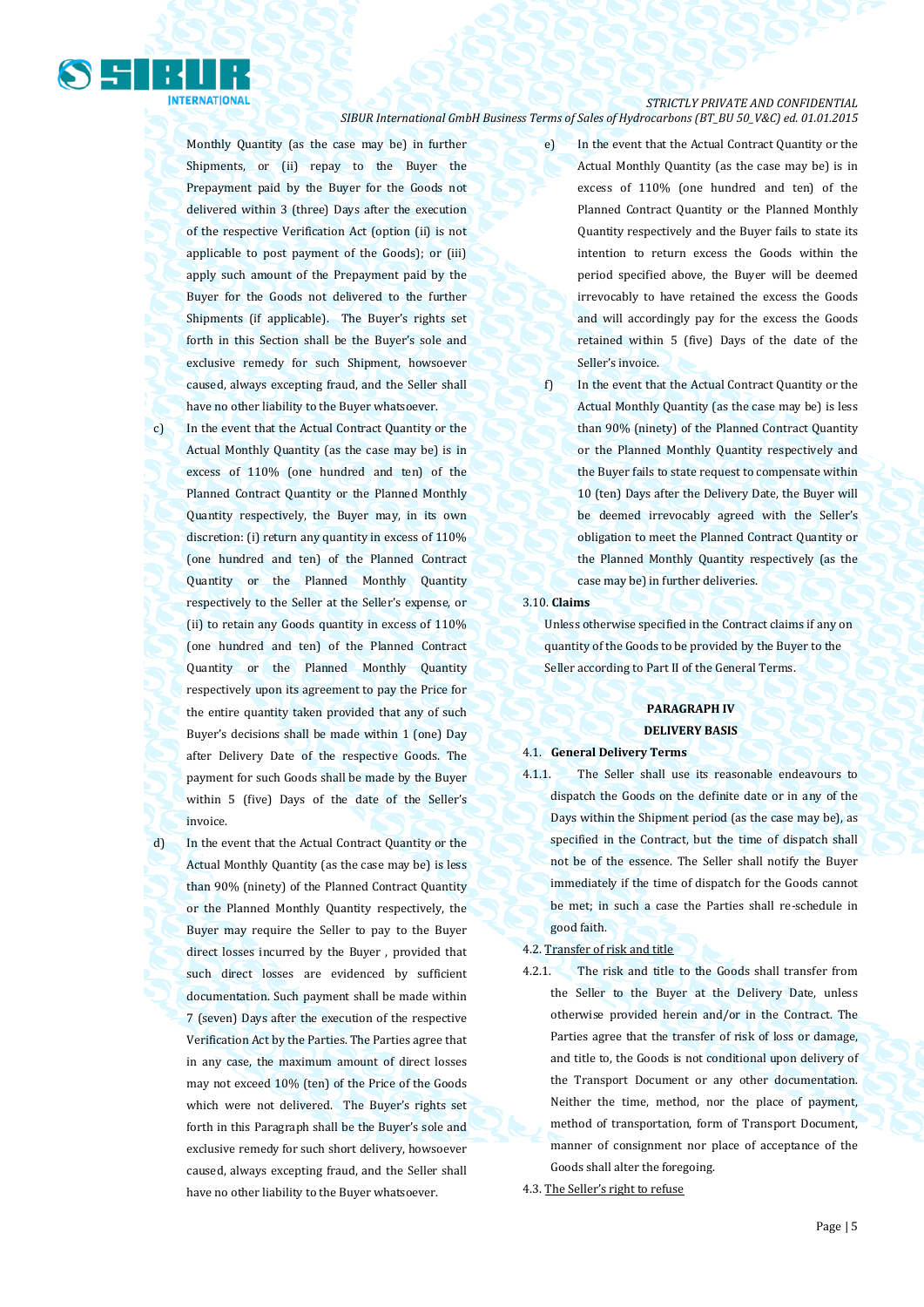Monthly Quantity (as the case may be) in further Shipments, or (ii) repay to the Buyer the Prepayment paid by the Buyer for the Goods not delivered within 3 (three) Days after the execution of the respective Verification Act (option (ii) is not applicable to post payment of the Goods); or (iii) apply such amount of the Prepayment paid by the Buyer for the Goods not delivered to the further Shipments (if applicable). The Buyer's rights set forth in this Section shall be the Buyer's sole and exclusive remedy for such Shipment, howsoever caused, always excepting fraud, and the Seller shall have no other liability to the Buyer whatsoever.

c) In the event that the Actual Contract Quantity or the Actual Monthly Quantity (as the case may be) is in excess of 110% (one hundred and ten) of the Planned Contract Quantity or the Planned Monthly Quantity respectively, the Buyer may, in its own discretion: (i) return any quantity in excess of 110% (one hundred and ten) of the Planned Contract Quantity or the Planned Monthly Quantity respectively to the Seller at the Seller's expense, or (ii) to retain any Goods quantity in excess of 110% (one hundred and ten) of the Planned Contract Quantity or the Planned Monthly Quantity respectively upon its agreement to pay the Price for the entire quantity taken provided that any of such Buyer's decisions shall be made within 1 (one) Day after Delivery Date of the respective Goods. The payment for such Goods shall be made by the Buyer within 5 (five) Days of the date of the Seller's invoice.

d) In the event that the Actual Contract Quantity or the Actual Monthly Quantity (as the case may be) is less than 90% (ninety) of the Planned Contract Quantity or the Planned Monthly Quantity respectively, the Buyer may require the Seller to pay to the Buyer direct losses incurred by the Buyer , provided that such direct losses are evidenced by sufficient documentation. Such payment shall be made within 7 (seven) Days after the execution of the respective Verification Act by the Parties. The Parties agree that in any case, the maximum amount of direct losses may not exceed 10% (ten) of the Price of the Goods which were not delivered. The Buyer's rights set forth in this Paragraph shall be the Buyer's sole and exclusive remedy for such short delivery, howsoever caused, always excepting fraud, and the Seller shall have no other liability to the Buyer whatsoever.

e) In the event that the Actual Contract Quantity or the Actual Monthly Quantity (as the case may be) is in excess of 110% (one hundred and ten) of the Planned Contract Quantity or the Planned Monthly Quantity respectively and the Buyer fails to state its intention to return excess the Goods within the period specified above, the Buyer will be deemed irrevocably to have retained the excess the Goods and will accordingly pay for the excess the Goods retained within 5 (five) Days of the date of the Seller's invoice.

f) In the event that the Actual Contract Quantity or the Actual Monthly Quantity (as the case may be) is less than 90% (ninety) of the Planned Contract Quantity or the Planned Monthly Quantity respectively and the Buyer fails to state request to compensate within 10 (ten) Days after the Delivery Date, the Buyer will be deemed irrevocably agreed with the Seller's obligation to meet the Planned Contract Quantity or the Planned Monthly Quantity respectively (as the case may be) in further deliveries.

3.10. **Claims**

Unless otherwise specified in the Contract claims if any on quantity of the Goods to be provided by the Buyer to the Seller according to Part II of the General Terms.

## PARAGRAPH IV
## DELIVERY BASIS

4.1. **General Delivery Terms**

4.1.1. The Seller shall use its reasonable endeavours to dispatch the Goods on the definite date or in any of the Days within the Shipment period (as the case may be), as specified in the Contract, but the time of dispatch shall not be of the essence. The Seller shall notify the Buyer immediately if the time of dispatch for the Goods cannot be met; in such a case the Parties shall re-schedule in good faith.

4.2. Transfer of risk and title

4.2.1. The risk and title to the Goods shall transfer from the Seller to the Buyer at the Delivery Date, unless otherwise provided herein and/or in the Contract. The Parties agree that the transfer of risk of loss or damage, and title to, the Goods is not conditional upon delivery of the Transport Document or any other documentation. Neither the time, method, nor the place of payment, method of transportation, form of Transport Document, manner of consignment nor place of acceptance of the Goods shall alter the foregoing.

4.3. The Seller's right to refuse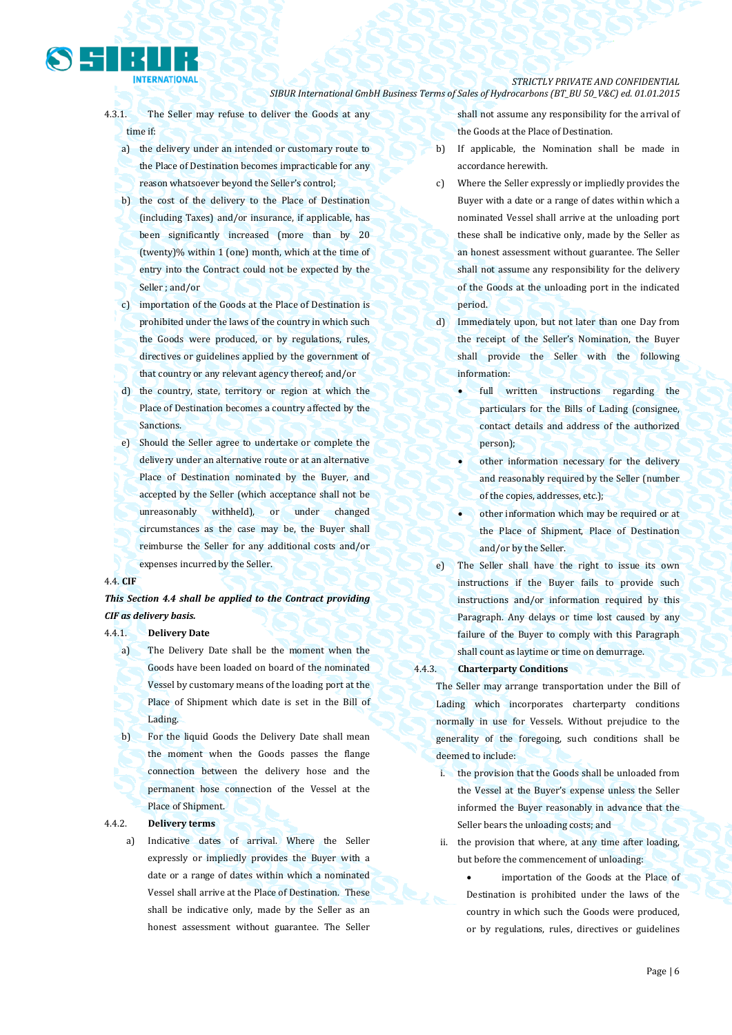4.3.1. The Seller may refuse to deliver the Goods at any time if:

a) the delivery under an intended or customary route to the Place of Destination becomes impracticable for any reason whatsoever beyond the Seller's control;

b) the cost of the delivery to the Place of Destination (including Taxes) and/or insurance, if applicable, has been significantly increased (more than by 20 (twenty)% within 1 (one) month, which at the time of entry into the Contract could not be expected by the Seller ; and/or

c) importation of the Goods at the Place of Destination is prohibited under the laws of the country in which such the Goods were produced, or by regulations, rules, directives or guidelines applied by the government of that country or any relevant agency thereof; and/or

d) the country, state, territory or region at which the Place of Destination becomes a country affected by the Sanctions.

e) Should the Seller agree to undertake or complete the delivery under an alternative route or at an alternative Place of Destination nominated by the Buyer, and accepted by the Seller (which acceptance shall not be unreasonably withheld), or under changed circumstances as the case may be, the Buyer shall reimburse the Seller for any additional costs and/or expenses incurred by the Seller.

4.4. **CIF**

***This Section 4.4 shall be applied to the Contract providing CIF as delivery basis.***

4.4.1. **Delivery Date**

a) The Delivery Date shall be the moment when the Goods have been loaded on board of the nominated Vessel by customary means of the loading port at the Place of Shipment which date is set in the Bill of Lading.

b) For the liquid Goods the Delivery Date shall mean the moment when the Goods passes the flange connection between the delivery hose and the permanent hose connection of the Vessel at the Place of Shipment.

4.4.2. **Delivery terms**

a) Indicative dates of arrival. Where the Seller expressly or impliedly provides the Buyer with a date or a range of dates within which a nominated Vessel shall arrive at the Place of Destination. These shall be indicative only, made by the Seller as an honest assessment without guarantee. The Seller shall not assume any responsibility for the arrival of the Goods at the Place of Destination.

b) If applicable, the Nomination shall be made in accordance herewith.

c) Where the Seller expressly or impliedly provides the Buyer with a date or a range of dates within which a nominated Vessel shall arrive at the unloading port these shall be indicative only, made by the Seller as an honest assessment without guarantee. The Seller shall not assume any responsibility for the delivery of the Goods at the unloading port in the indicated period.

d) Immediately upon, but not later than one Day from the receipt of the Seller's Nomination, the Buyer shall provide the Seller with the following information:

- full written instructions regarding the particulars for the Bills of Lading (consignee, contact details and address of the authorized person);
- other information necessary for the delivery and reasonably required by the Seller (number of the copies, addresses, etc.);
- other information which may be required or at the Place of Shipment, Place of Destination and/or by the Seller.

e) The Seller shall have the right to issue its own instructions if the Buyer fails to provide such instructions and/or information required by this Paragraph. Any delays or time lost caused by any failure of the Buyer to comply with this Paragraph shall count as laytime or time on demurrage.

4.4.3. **Charterparty Conditions**

The Seller may arrange transportation under the Bill of Lading which incorporates charterparty conditions normally in use for Vessels. Without prejudice to the generality of the foregoing, such conditions shall be deemed to include:

i. the provision that the Goods shall be unloaded from the Vessel at the Buyer's expense unless the Seller informed the Buyer reasonably in advance that the Seller bears the unloading costs; and

ii. the provision that where, at any time after loading, but before the commencement of unloading:

- importation of the Goods at the Place of Destination is prohibited under the laws of the country in which such the Goods were produced, or by regulations, rules, directives or guidelines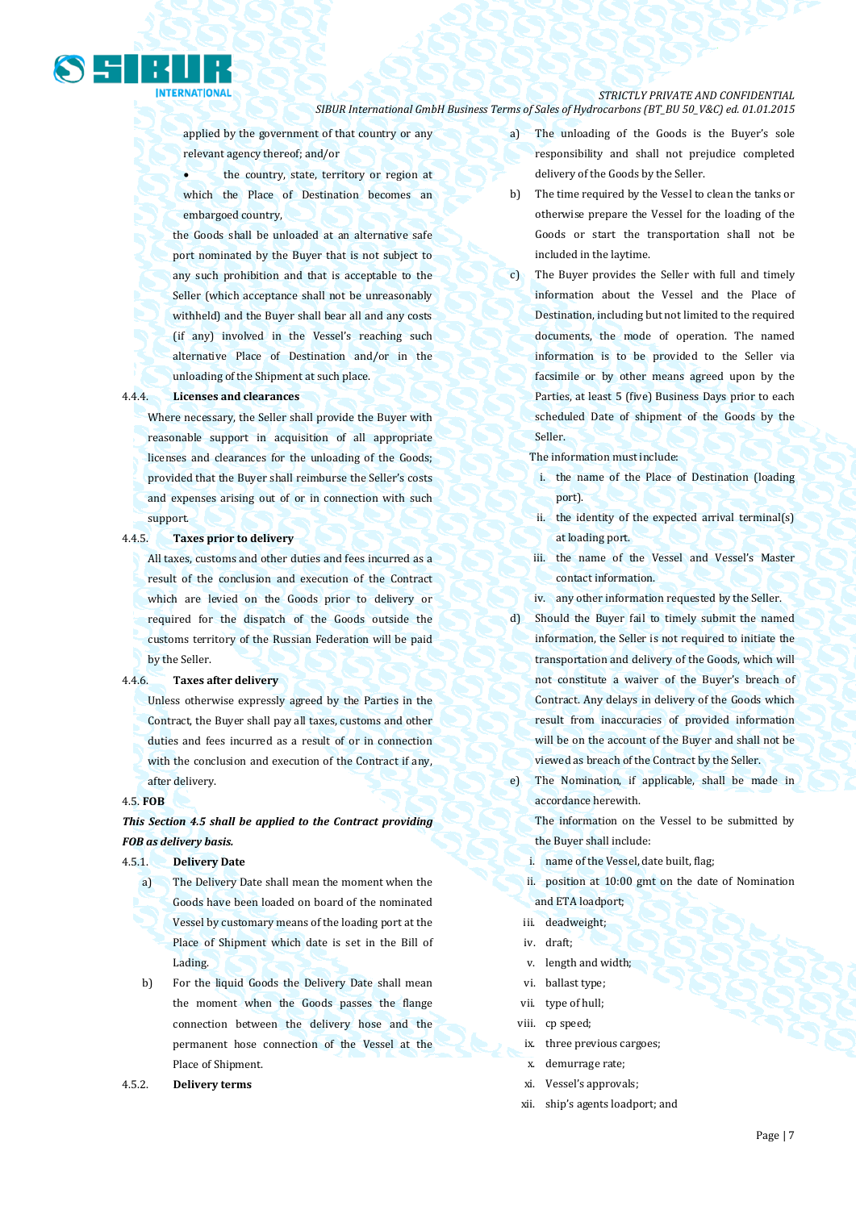applied by the government of that country or any relevant agency thereof; and/or

- the country, state, territory or region at which the Place of Destination becomes an embargoed country,

the Goods shall be unloaded at an alternative safe port nominated by the Buyer that is not subject to any such prohibition and that is acceptable to the Seller (which acceptance shall not be unreasonably withheld) and the Buyer shall bear all and any costs (if any) involved in the Vessel's reaching such alternative Place of Destination and/or in the unloading of the Shipment at such place.

4.4.4. **Licenses and clearances**

Where necessary, the Seller shall provide the Buyer with reasonable support in acquisition of all appropriate licenses and clearances for the unloading of the Goods; provided that the Buyer shall reimburse the Seller's costs and expenses arising out of or in connection with such support.

4.4.5. **Taxes prior to delivery**

All taxes, customs and other duties and fees incurred as a result of the conclusion and execution of the Contract which are levied on the Goods prior to delivery or required for the dispatch of the Goods outside the customs territory of the Russian Federation will be paid by the Seller.

4.4.6. **Taxes after delivery**

Unless otherwise expressly agreed by the Parties in the Contract, the Buyer shall pay all taxes, customs and other duties and fees incurred as a result of or in connection with the conclusion and execution of the Contract if any, after delivery.

4.5. **FOB**

***This Section 4.5 shall be applied to the Contract providing FOB as delivery basis.***

4.5.1. **Delivery Date**

a) The Delivery Date shall mean the moment when the Goods have been loaded on board of the nominated Vessel by customary means of the loading port at the Place of Shipment which date is set in the Bill of Lading.

b) For the liquid Goods the Delivery Date shall mean the moment when the Goods passes the flange connection between the delivery hose and the permanent hose connection of the Vessel at the Place of Shipment.

4.5.2. **Delivery terms**

a) The unloading of the Goods is the Buyer's sole responsibility and shall not prejudice completed delivery of the Goods by the Seller.

b) The time required by the Vessel to clean the tanks or otherwise prepare the Vessel for the loading of the Goods or start the transportation shall not be included in the laytime.

c) The Buyer provides the Seller with full and timely information about the Vessel and the Place of Destination, including but not limited to the required documents, the mode of operation. The named information is to be provided to the Seller via facsimile or by other means agreed upon by the Parties, at least 5 (five) Business Days prior to each scheduled Date of shipment of the Goods by the Seller.

The information must include:

i. the name of the Place of Destination (loading port).
ii. the identity of the expected arrival terminal(s) at loading port.
iii. the name of the Vessel and Vessel's Master contact information.
iv. any other information requested by the Seller.

d) Should the Buyer fail to timely submit the named information, the Seller is not required to initiate the transportation and delivery of the Goods, which will not constitute a waiver of the Buyer's breach of Contract. Any delays in delivery of the Goods which result from inaccuracies of provided information will be on the account of the Buyer and shall not be viewed as breach of the Contract by the Seller.

e) The Nomination, if applicable, shall be made in accordance herewith.

The information on the Vessel to be submitted by the Buyer shall include:

i. name of the Vessel, date built, flag;
ii. position at 10:00 gmt on the date of Nomination and ETA loadport;
iii. deadweight;
iv. draft;
v. length and width;
vi. ballast type;
vii. type of hull;
viii. cp speed;
ix. three previous cargoes;
x. demurrage rate;
xi. Vessel's approvals;
xii. ship's agents loadport; and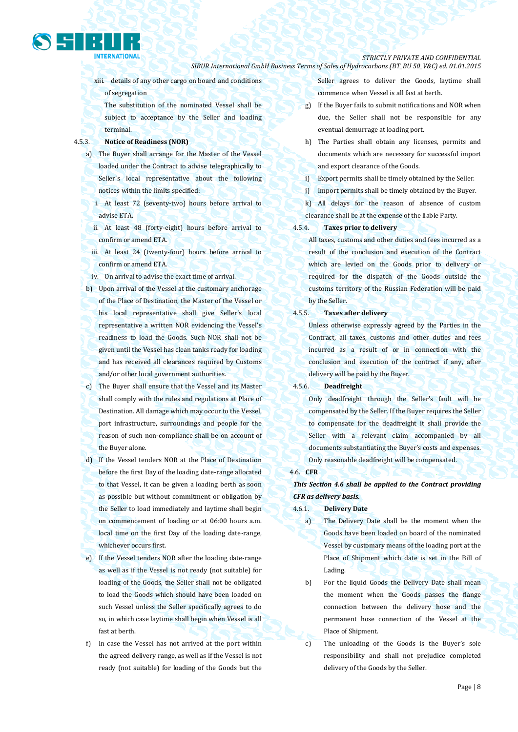xiii. details of any other cargo on board and conditions of segregation

The substitution of the nominated Vessel shall be subject to acceptance by the Seller and loading terminal.

4.5.3. **Notice of Readiness (NOR)**

a) The Buyer shall arrange for the Master of the Vessel loaded under the Contract to advise telegraphically to Seller's local representative about the following notices within the limits specified:

i. At least 72 (seventy-two) hours before arrival to advise ETA.

ii. At least 48 (forty-eight) hours before arrival to confirm or amend ETA.

iii. At least 24 (twenty-four) hours before arrival to confirm or amend ETA.

iv. On arrival to advise the exact time of arrival.

b) Upon arrival of the Vessel at the customary anchorage of the Place of Destination, the Master of the Vessel or his local representative shall give Seller's local representative a written NOR evidencing the Vessel's readiness to load the Goods. Such NOR shall not be given until the Vessel has clean tanks ready for loading and has received all clearances required by Customs and/or other local government authorities.

c) The Buyer shall ensure that the Vessel and its Master shall comply with the rules and regulations at Place of Destination. All damage which may occur to the Vessel, port infrastructure, surroundings and people for the reason of such non-compliance shall be on account of the Buyer alone.

d) If the Vessel tenders NOR at the Place of Destination before the first Day of the loading date-range allocated to that Vessel, it can be given a loading berth as soon as possible but without commitment or obligation by the Seller to load immediately and laytime shall begin on commencement of loading or at 06:00 hours a.m. local time on the first Day of the loading date-range, whichever occurs first.

e) If the Vessel tenders NOR after the loading date-range as well as if the Vessel is not ready (not suitable) for loading of the Goods, the Seller shall not be obligated to load the Goods which should have been loaded on such Vessel unless the Seller specifically agrees to do so, in which case laytime shall begin when Vessel is all fast at berth.

f) In case the Vessel has not arrived at the port within the agreed delivery range, as well as if the Vessel is not ready (not suitable) for loading of the Goods but the Seller agrees to deliver the Goods, laytime shall commence when Vessel is all fast at berth.

g) If the Buyer fails to submit notifications and NOR when due, the Seller shall not be responsible for any eventual demurrage at loading port.

h) The Parties shall obtain any licenses, permits and documents which are necessary for successful import and export clearance of the Goods.

i) Export permits shall be timely obtained by the Seller.

j) Import permits shall be timely obtained by the Buyer.

k) All delays for the reason of absence of custom clearance shall be at the expense of the liable Party.

4.5.4. **Taxes prior to delivery**

All taxes, customs and other duties and fees incurred as a result of the conclusion and execution of the Contract which are levied on the Goods prior to delivery or required for the dispatch of the Goods outside the customs territory of the Russian Federation will be paid by the Seller.

4.5.5. **Taxes after delivery**

Unless otherwise expressly agreed by the Parties in the Contract, all taxes, customs and other duties and fees incurred as a result of or in connection with the conclusion and execution of the contract if any, after delivery will be paid by the Buyer.

4.5.6. **Deadfreight**

Only deadfreight through the Seller's fault will be compensated by the Seller. If the Buyer requires the Seller to compensate for the deadfreight it shall provide the Seller with a relevant claim accompanied by all documents substantiating the Buyer's costs and expenses. Only reasonable deadfreight will be compensated.

4.6. **CFR**

***This Section 4.6 shall be applied to the Contract providing CFR as delivery basis.***

4.6.1. **Delivery Date**

a) The Delivery Date shall be the moment when the Goods have been loaded on board of the nominated Vessel by customary means of the loading port at the Place of Shipment which date is set in the Bill of Lading.

b) For the liquid Goods the Delivery Date shall mean the moment when the Goods passes the flange connection between the delivery hose and the permanent hose connection of the Vessel at the Place of Shipment.

c) The unloading of the Goods is the Buyer's sole responsibility and shall not prejudice completed delivery of the Goods by the Seller.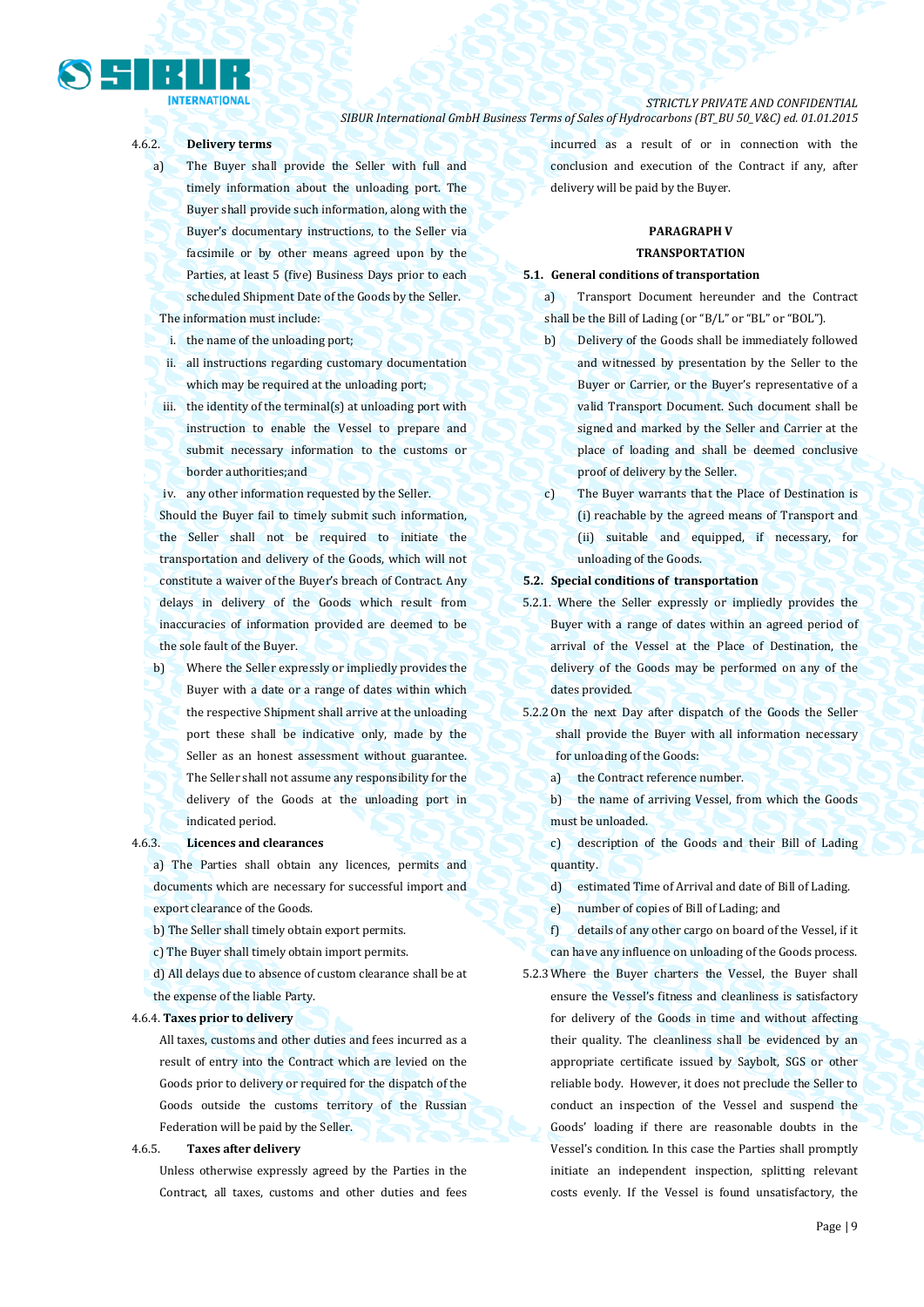4.6.2. **Delivery terms**

a) The Buyer shall provide the Seller with full and timely information about the unloading port. The Buyer shall provide such information, along with the Buyer's documentary instructions, to the Seller via facsimile or by other means agreed upon by the Parties, at least 5 (five) Business Days prior to each scheduled Shipment Date of the Goods by the Seller.

The information must include:

i. the name of the unloading port;

ii. all instructions regarding customary documentation which may be required at the unloading port;

iii. the identity of the terminal(s) at unloading port with instruction to enable the Vessel to prepare and submit necessary information to the customs or border authorities;and

iv. any other information requested by the Seller.

Should the Buyer fail to timely submit such information, the Seller shall not be required to initiate the transportation and delivery of the Goods, which will not constitute a waiver of the Buyer's breach of Contract. Any delays in delivery of the Goods which result from inaccuracies of information provided are deemed to be the sole fault of the Buyer.

b) Where the Seller expressly or impliedly provides the Buyer with a date or a range of dates within which the respective Shipment shall arrive at the unloading port these shall be indicative only, made by the Seller as an honest assessment without guarantee. The Seller shall not assume any responsibility for the delivery of the Goods at the unloading port in indicated period.

4.6.3. **Licences and clearances**

a) The Parties shall obtain any licences, permits and documents which are necessary for successful import and export clearance of the Goods.

b) The Seller shall timely obtain export permits.

c) The Buyer shall timely obtain import permits.

d) All delays due to absence of custom clearance shall be at the expense of the liable Party.

4.6.4. **Taxes prior to delivery**

All taxes, customs and other duties and fees incurred as a result of entry into the Contract which are levied on the Goods prior to delivery or required for the dispatch of the Goods outside the customs territory of the Russian Federation will be paid by the Seller.

4.6.5. **Taxes after delivery**

Unless otherwise expressly agreed by the Parties in the Contract, all taxes, customs and other duties and fees incurred as a result of or in connection with the conclusion and execution of the Contract if any, after delivery will be paid by the Buyer.

## PARAGRAPH V
## TRANSPORTATION

**5.1. General conditions of transportation**

a) Transport Document hereunder and the Contract shall be the Bill of Lading (or "B/L" or "BL" or "BOL").

b) Delivery of the Goods shall be immediately followed and witnessed by presentation by the Seller to the Buyer or Carrier, or the Buyer's representative of a valid Transport Document. Such document shall be signed and marked by the Seller and Carrier at the place of loading and shall be deemed conclusive proof of delivery by the Seller.

c) The Buyer warrants that the Place of Destination is (i) reachable by the agreed means of Transport and (ii) suitable and equipped, if necessary, for unloading of the Goods.

**5.2. Special conditions of transportation**

5.2.1. Where the Seller expressly or impliedly provides the Buyer with a range of dates within an agreed period of arrival of the Vessel at the Place of Destination, the delivery of the Goods may be performed on any of the dates provided.

5.2.2 On the next Day after dispatch of the Goods the Seller shall provide the Buyer with all information necessary for unloading of the Goods:

a) the Contract reference number.

b) the name of arriving Vessel, from which the Goods must be unloaded.

c) description of the Goods and their Bill of Lading quantity.

d) estimated Time of Arrival and date of Bill of Lading.

e) number of copies of Bill of Lading; and

f) details of any other cargo on board of the Vessel, if it can have any influence on unloading of the Goods process.

5.2.3 Where the Buyer charters the Vessel, the Buyer shall ensure the Vessel's fitness and cleanliness is satisfactory for delivery of the Goods in time and without affecting their quality. The cleanliness shall be evidenced by an appropriate certificate issued by Saybolt, SGS or other reliable body. However, it does not preclude the Seller to conduct an inspection of the Vessel and suspend the Goods' loading if there are reasonable doubts in the Vessel's condition. In this case the Parties shall promptly initiate an independent inspection, splitting relevant costs evenly. If the Vessel is found unsatisfactory, the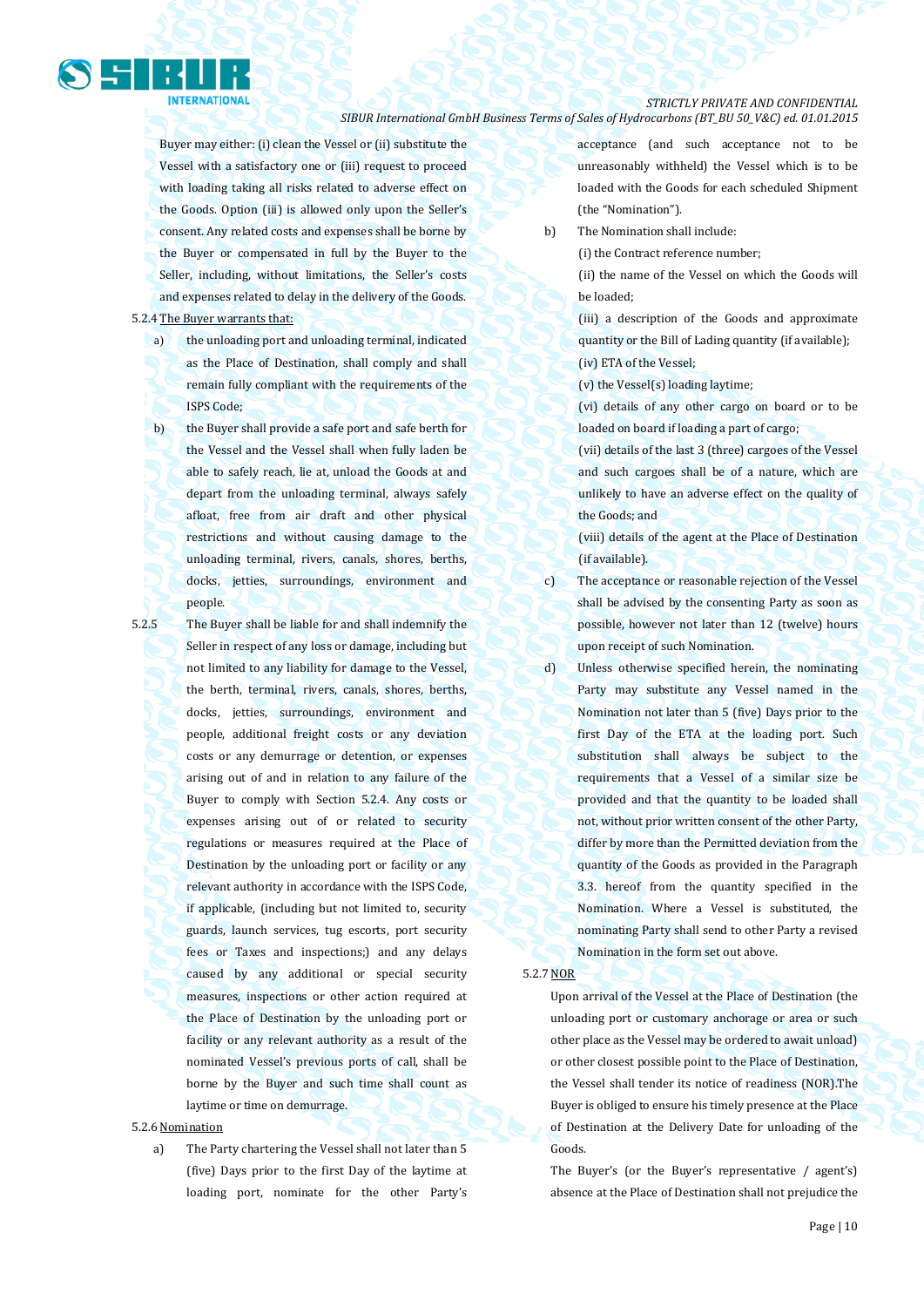Buyer may either: (i) clean the Vessel or (ii) substitute the Vessel with a satisfactory one or (iii) request to proceed with loading taking all risks related to adverse effect on the Goods. Option (iii) is allowed only upon the Seller's consent. Any related costs and expenses shall be borne by the Buyer or compensated in full by the Buyer to the Seller, including, without limitations, the Seller's costs and expenses related to delay in the delivery of the Goods.

5.2.4 The Buyer warrants that:

a) the unloading port and unloading terminal, indicated as the Place of Destination, shall comply and shall remain fully compliant with the requirements of the ISPS Code;

b) the Buyer shall provide a safe port and safe berth for the Vessel and the Vessel shall when fully laden be able to safely reach, lie at, unload the Goods at and depart from the unloading terminal, always safely afloat, free from air draft and other physical restrictions and without causing damage to the unloading terminal, rivers, canals, shores, berths, docks, jetties, surroundings, environment and people.

5.2.5 The Buyer shall be liable for and shall indemnify the Seller in respect of any loss or damage, including but not limited to any liability for damage to the Vessel, the berth, terminal, rivers, canals, shores, berths, docks, jetties, surroundings, environment and people, additional freight costs or any deviation costs or any demurrage or detention, or expenses arising out of and in relation to any failure of the Buyer to comply with Section 5.2.4. Any costs or expenses arising out of or related to security regulations or measures required at the Place of Destination by the unloading port or facility or any relevant authority in accordance with the ISPS Code, if applicable, (including but not limited to, security guards, launch services, tug escorts, port security fees or Taxes and inspections;) and any delays caused by any additional or special security measures, inspections or other action required at the Place of Destination by the unloading port or facility or any relevant authority as a result of the nominated Vessel's previous ports of call, shall be borne by the Buyer and such time shall count as laytime or time on demurrage.

5.2.6 Nomination

a) The Party chartering the Vessel shall not later than 5 (five) Days prior to the first Day of the laytime at loading port, nominate for the other Party's acceptance (and such acceptance not to be unreasonably withheld) the Vessel which is to be loaded with the Goods for each scheduled Shipment (the "Nomination").

b) The Nomination shall include:

(i) the Contract reference number;

(ii) the name of the Vessel on which the Goods will be loaded;

(iii) a description of the Goods and approximate quantity or the Bill of Lading quantity (if available);

(iv) ETA of the Vessel;

(v) the Vessel(s) loading laytime;

(vi) details of any other cargo on board or to be loaded on board if loading a part of cargo;

(vii) details of the last 3 (three) cargoes of the Vessel and such cargoes shall be of a nature, which are unlikely to have an adverse effect on the quality of the Goods; and

(viii) details of the agent at the Place of Destination (if available).

c) The acceptance or reasonable rejection of the Vessel shall be advised by the consenting Party as soon as possible, however not later than 12 (twelve) hours upon receipt of such Nomination.

d) Unless otherwise specified herein, the nominating Party may substitute any Vessel named in the Nomination not later than 5 (five) Days prior to the first Day of the ETA at the loading port. Such substitution shall always be subject to the requirements that a Vessel of a similar size be provided and that the quantity to be loaded shall not, without prior written consent of the other Party, differ by more than the Permitted deviation from the quantity of the Goods as provided in the Paragraph 3.3. hereof from the quantity specified in the Nomination. Where a Vessel is substituted, the nominating Party shall send to other Party a revised Nomination in the form set out above.

5.2.7 NOR

Upon arrival of the Vessel at the Place of Destination (the unloading port or customary anchorage or area or such other place as the Vessel may be ordered to await unload) or other closest possible point to the Place of Destination, the Vessel shall tender its notice of readiness (NOR).The Buyer is obliged to ensure his timely presence at the Place of Destination at the Delivery Date for unloading of the Goods.

The Buyer's (or the Buyer's representative / agent's) absence at the Place of Destination shall not prejudice the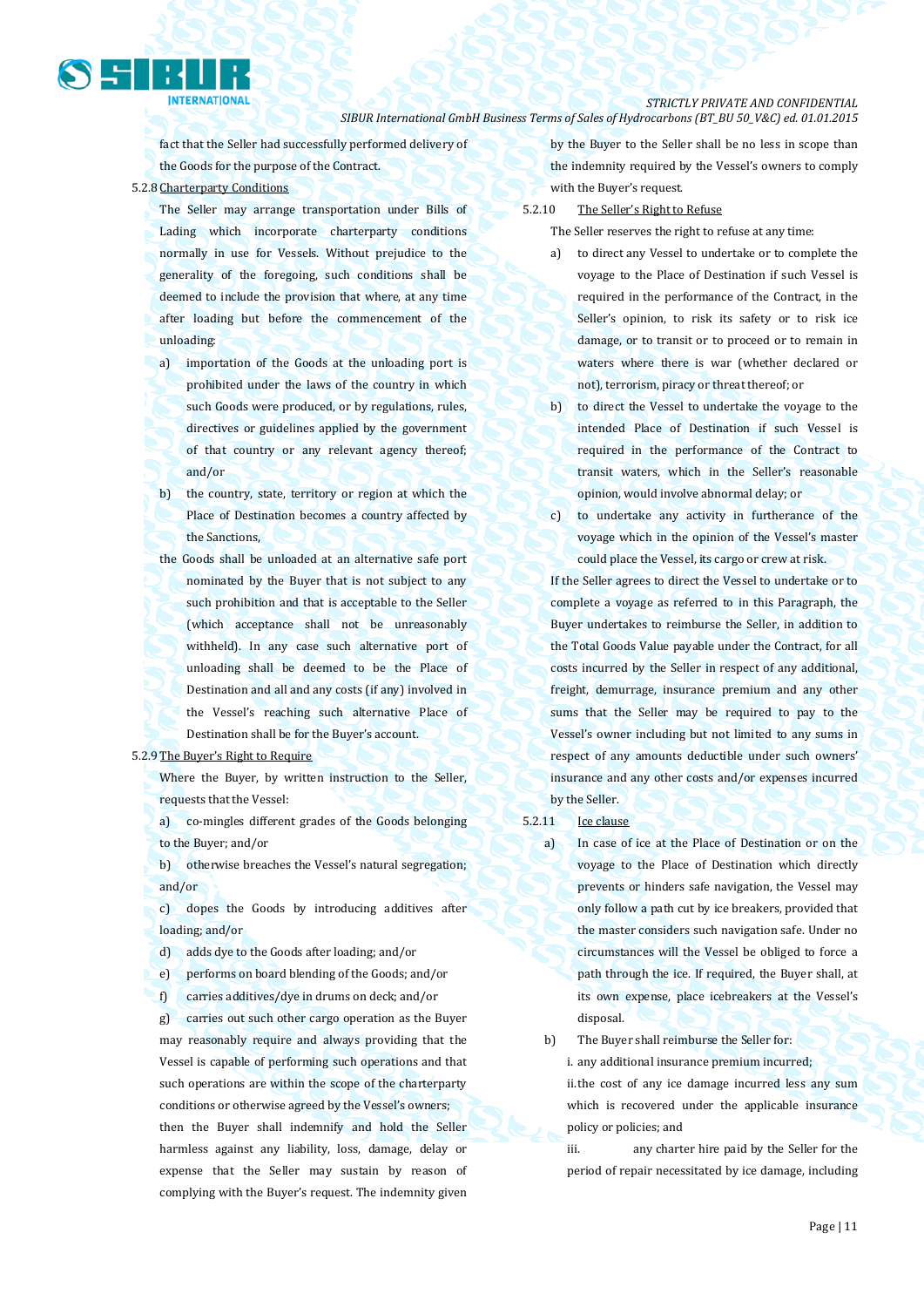fact that the Seller had successfully performed delivery of the Goods for the purpose of the Contract.

5.2.8 Charterparty Conditions

The Seller may arrange transportation under Bills of Lading which incorporate charterparty conditions normally in use for Vessels. Without prejudice to the generality of the foregoing, such conditions shall be deemed to include the provision that where, at any time after loading but before the commencement of the unloading:

a) importation of the Goods at the unloading port is prohibited under the laws of the country in which such Goods were produced, or by regulations, rules, directives or guidelines applied by the government of that country or any relevant agency thereof; and/or

b) the country, state, territory or region at which the Place of Destination becomes a country affected by the Sanctions,

the Goods shall be unloaded at an alternative safe port nominated by the Buyer that is not subject to any such prohibition and that is acceptable to the Seller (which acceptance shall not be unreasonably withheld). In any case such alternative port of unloading shall be deemed to be the Place of Destination and all and any costs (if any) involved in the Vessel's reaching such alternative Place of Destination shall be for the Buyer's account.

5.2.9 The Buyer's Right to Require

Where the Buyer, by written instruction to the Seller, requests that the Vessel:

a) co-mingles different grades of the Goods belonging to the Buyer; and/or

b) otherwise breaches the Vessel's natural segregation; and/or

c) dopes the Goods by introducing additives after loading; and/or

d) adds dye to the Goods after loading; and/or

e) performs on board blending of the Goods; and/or

f) carries additives/dye in drums on deck; and/or

g) carries out such other cargo operation as the Buyer may reasonably require and always providing that the Vessel is capable of performing such operations and that such operations are within the scope of the charterparty conditions or otherwise agreed by the Vessel's owners;

then the Buyer shall indemnify and hold the Seller harmless against any liability, loss, damage, delay or expense that the Seller may sustain by reason of complying with the Buyer's request. The indemnity given by the Buyer to the Seller shall be no less in scope than the indemnity required by the Vessel's owners to comply with the Buyer's request.

5.2.10 The Seller's Right to Refuse

The Seller reserves the right to refuse at any time:

a) to direct any Vessel to undertake or to complete the voyage to the Place of Destination if such Vessel is required in the performance of the Contract, in the Seller's opinion, to risk its safety or to risk ice damage, or to transit or to proceed or to remain in waters where there is war (whether declared or not), terrorism, piracy or threat thereof; or

b) to direct the Vessel to undertake the voyage to the intended Place of Destination if such Vessel is required in the performance of the Contract to transit waters, which in the Seller's reasonable opinion, would involve abnormal delay; or

c) to undertake any activity in furtherance of the voyage which in the opinion of the Vessel's master could place the Vessel, its cargo or crew at risk.

If the Seller agrees to direct the Vessel to undertake or to complete a voyage as referred to in this Paragraph, the Buyer undertakes to reimburse the Seller, in addition to the Total Goods Value payable under the Contract, for all costs incurred by the Seller in respect of any additional, freight, demurrage, insurance premium and any other sums that the Seller may be required to pay to the Vessel's owner including but not limited to any sums in respect of any amounts deductible under such owners' insurance and any other costs and/or expenses incurred by the Seller.

5.2.11 Ice clause

a) In case of ice at the Place of Destination or on the voyage to the Place of Destination which directly prevents or hinders safe navigation, the Vessel may only follow a path cut by ice breakers, provided that the master considers such navigation safe. Under no circumstances will the Vessel be obliged to force a path through the ice. If required, the Buyer shall, at its own expense, place icebreakers at the Vessel's disposal.

b) The Buyer shall reimburse the Seller for:

i. any additional insurance premium incurred;

ii. the cost of any ice damage incurred less any sum which is recovered under the applicable insurance policy or policies; and

iii. any charter hire paid by the Seller for the period of repair necessitated by ice damage, including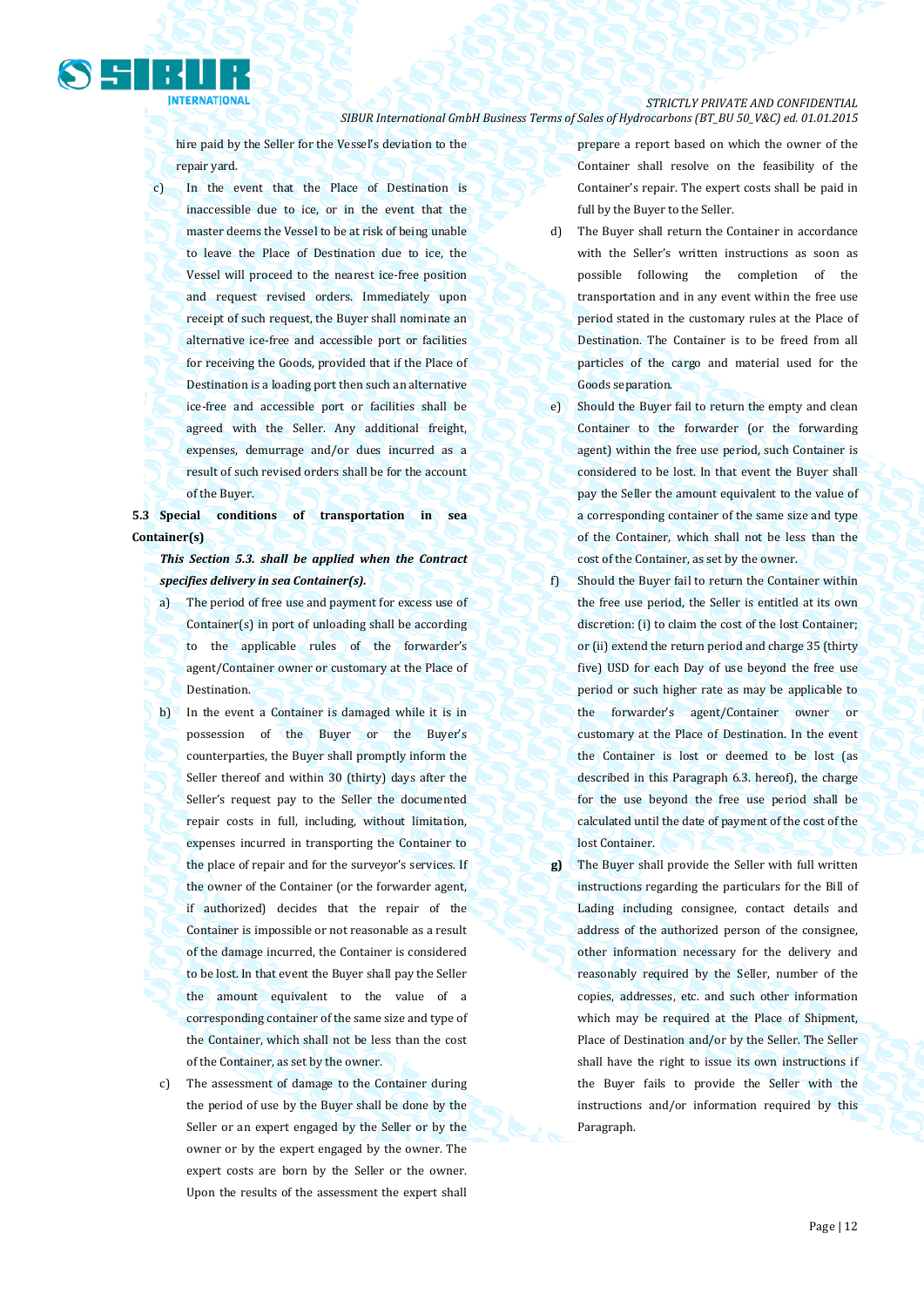hire paid by the Seller for the Vessel's deviation to the repair yard.

c) In the event that the Place of Destination is inaccessible due to ice, or in the event that the master deems the Vessel to be at risk of being unable to leave the Place of Destination due to ice, the Vessel will proceed to the nearest ice-free position and request revised orders. Immediately upon receipt of such request, the Buyer shall nominate an alternative ice-free and accessible port or facilities for receiving the Goods, provided that if the Place of Destination is a loading port then such an alternative ice-free and accessible port or facilities shall be agreed with the Seller. Any additional freight, expenses, demurrage and/or dues incurred as a result of such revised orders shall be for the account of the Buyer.

**5.3 Special conditions of transportation in sea Container(s)**

***This Section 5.3. shall be applied when the Contract specifies delivery in sea Container(s).***

a) The period of free use and payment for excess use of Container(s) in port of unloading shall be according to the applicable rules of the forwarder's agent/Container owner or customary at the Place of Destination.

b) In the event a Container is damaged while it is in possession of the Buyer or the Buyer's counterparties, the Buyer shall promptly inform the Seller thereof and within 30 (thirty) days after the Seller's request pay to the Seller the documented repair costs in full, including, without limitation, expenses incurred in transporting the Container to the place of repair and for the surveyor's services. If the owner of the Container (or the forwarder agent, if authorized) decides that the repair of the Container is impossible or not reasonable as a result of the damage incurred, the Container is considered to be lost. In that event the Buyer shall pay the Seller the amount equivalent to the value of a corresponding container of the same size and type of the Container, which shall not be less than the cost of the Container, as set by the owner.

c) The assessment of damage to the Container during the period of use by the Buyer shall be done by the Seller or an expert engaged by the Seller or by the owner or by the expert engaged by the owner. The expert costs are born by the Seller or the owner. Upon the results of the assessment the expert shall prepare a report based on which the owner of the Container shall resolve on the feasibility of the Container's repair. The expert costs shall be paid in full by the Buyer to the Seller.

d) The Buyer shall return the Container in accordance with the Seller's written instructions as soon as possible following the completion of the transportation and in any event within the free use period stated in the customary rules at the Place of Destination. The Container is to be freed from all particles of the cargo and material used for the Goods separation.

e) Should the Buyer fail to return the empty and clean Container to the forwarder (or the forwarding agent) within the free use period, such Container is considered to be lost. In that event the Buyer shall pay the Seller the amount equivalent to the value of a corresponding container of the same size and type of the Container, which shall not be less than the cost of the Container, as set by the owner.

f) Should the Buyer fail to return the Container within the free use period, the Seller is entitled at its own discretion: (i) to claim the cost of the lost Container; or (ii) extend the return period and charge 35 (thirty five) USD for each Day of use beyond the free use period or such higher rate as may be applicable to the forwarder's agent/Container owner or customary at the Place of Destination. In the event the Container is lost or deemed to be lost (as described in this Paragraph 6.3. hereof), the charge for the use beyond the free use period shall be calculated until the date of payment of the cost of the lost Container.

**g)** The Buyer shall provide the Seller with full written instructions regarding the particulars for the Bill of Lading including consignee, contact details and address of the authorized person of the consignee, other information necessary for the delivery and reasonably required by the Seller, number of the copies, addresses, etc. and such other information which may be required at the Place of Shipment, Place of Destination and/or by the Seller. The Seller shall have the right to issue its own instructions if the Buyer fails to provide the Seller with the instructions and/or information required by this Paragraph.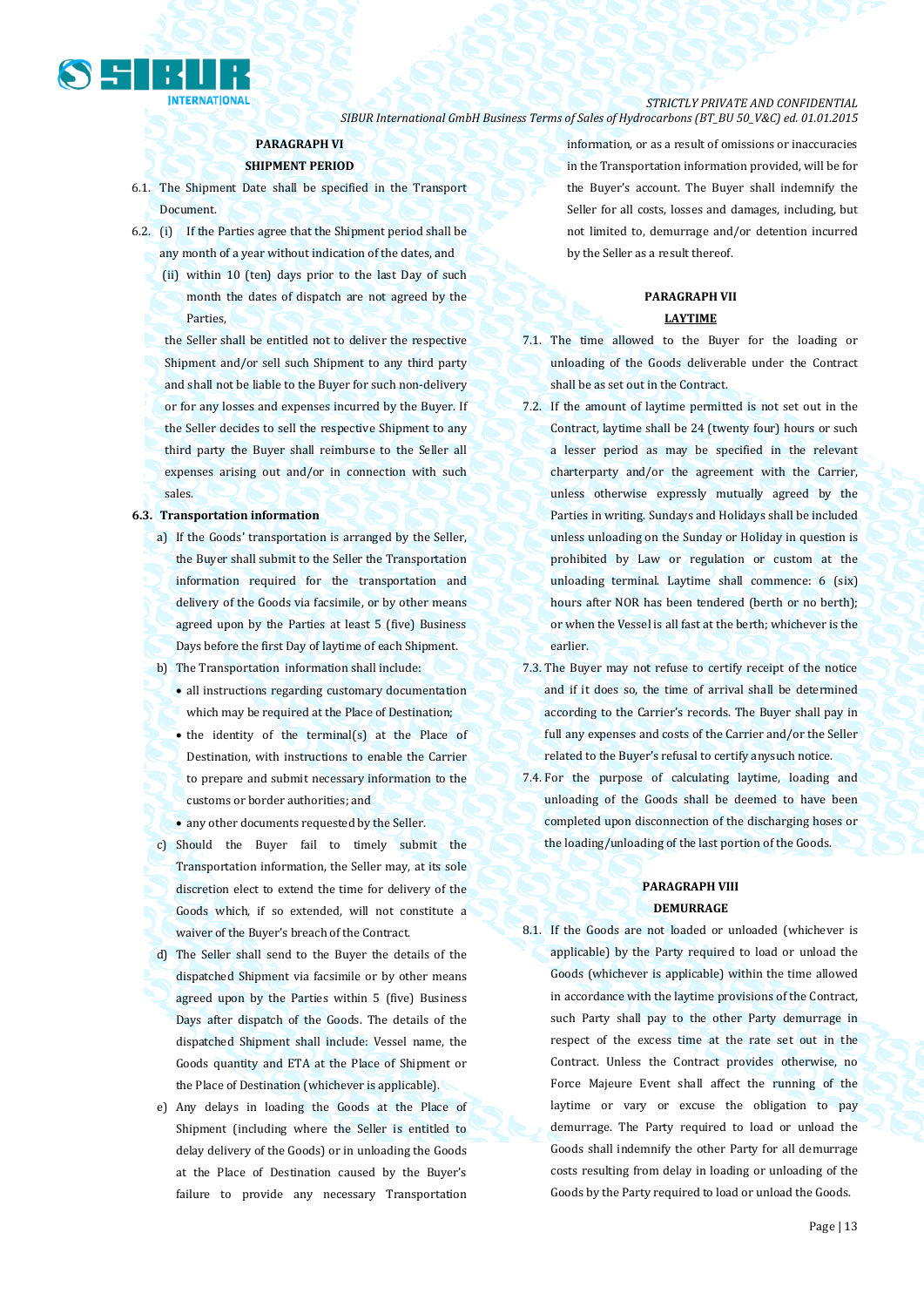## PARAGRAPH VI

## SHIPMENT PERIOD

6.1. The Shipment Date shall be specified in the Transport Document.

6.2. (i) If the Parties agree that the Shipment period shall be any month of a year without indication of the dates, and

(ii) within 10 (ten) days prior to the last Day of such month the dates of dispatch are not agreed by the Parties,

the Seller shall be entitled not to deliver the respective Shipment and/or sell such Shipment to any third party and shall not be liable to the Buyer for such non-delivery or for any losses and expenses incurred by the Buyer. If the Seller decides to sell the respective Shipment to any third party the Buyer shall reimburse to the Seller all expenses arising out and/or in connection with such sales.

**6.3. Transportation information**

a) If the Goods' transportation is arranged by the Seller, the Buyer shall submit to the Seller the Transportation information required for the transportation and delivery of the Goods via facsimile, or by other means agreed upon by the Parties at least 5 (five) Business Days before the first Day of laytime of each Shipment.

b) The Transportation information shall include:

- all instructions regarding customary documentation which may be required at the Place of Destination;
- the identity of the terminal(s) at the Place of Destination, with instructions to enable the Carrier to prepare and submit necessary information to the customs or border authorities; and
- any other documents requested by the Seller.

c) Should the Buyer fail to timely submit the Transportation information, the Seller may, at its sole discretion elect to extend the time for delivery of the Goods which, if so extended, will not constitute a waiver of the Buyer's breach of the Contract.

d) The Seller shall send to the Buyer the details of the dispatched Shipment via facsimile or by other means agreed upon by the Parties within 5 (five) Business Days after dispatch of the Goods. The details of the dispatched Shipment shall include: Vessel name, the Goods quantity and ETA at the Place of Shipment or the Place of Destination (whichever is applicable).

e) Any delays in loading the Goods at the Place of Shipment (including where the Seller is entitled to delay delivery of the Goods) or in unloading the Goods at the Place of Destination caused by the Buyer's failure to provide any necessary Transportation information, or as a result of omissions or inaccuracies in the Transportation information provided, will be for the Buyer's account. The Buyer shall indemnify the Seller for all costs, losses and damages, including, but not limited to, demurrage and/or detention incurred by the Seller as a result thereof.

## PARAGRAPH VII

## LAYTIME

7.1. The time allowed to the Buyer for the loading or unloading of the Goods deliverable under the Contract shall be as set out in the Contract.

7.2. If the amount of laytime permitted is not set out in the Contract, laytime shall be 24 (twenty four) hours or such a lesser period as may be specified in the relevant charterparty and/or the agreement with the Carrier, unless otherwise expressly mutually agreed by the Parties in writing. Sundays and Holidays shall be included unless unloading on the Sunday or Holiday in question is prohibited by Law or regulation or custom at the unloading terminal. Laytime shall commence: 6 (six) hours after NOR has been tendered (berth or no berth); or when the Vessel is all fast at the berth; whichever is the earlier.

7.3. The Buyer may not refuse to certify receipt of the notice and if it does so, the time of arrival shall be determined according to the Carrier's records. The Buyer shall pay in full any expenses and costs of the Carrier and/or the Seller related to the Buyer's refusal to certify any such notice.

7.4. For the purpose of calculating laytime, loading and unloading of the Goods shall be deemed to have been completed upon disconnection of the discharging hoses or the loading/unloading of the last portion of the Goods.

## PARAGRAPH VIII

## DEMURRAGE

8.1. If the Goods are not loaded or unloaded (whichever is applicable) by the Party required to load or unload the Goods (whichever is applicable) within the time allowed in accordance with the laytime provisions of the Contract, such Party shall pay to the other Party demurrage in respect of the excess time at the rate set out in the Contract. Unless the Contract provides otherwise, no Force Majeure Event shall affect the running of the laytime or vary or excuse the obligation to pay demurrage. The Party required to load or unload the Goods shall indemnify the other Party for all demurrage costs resulting from delay in loading or unloading of the Goods by the Party required to load or unload the Goods.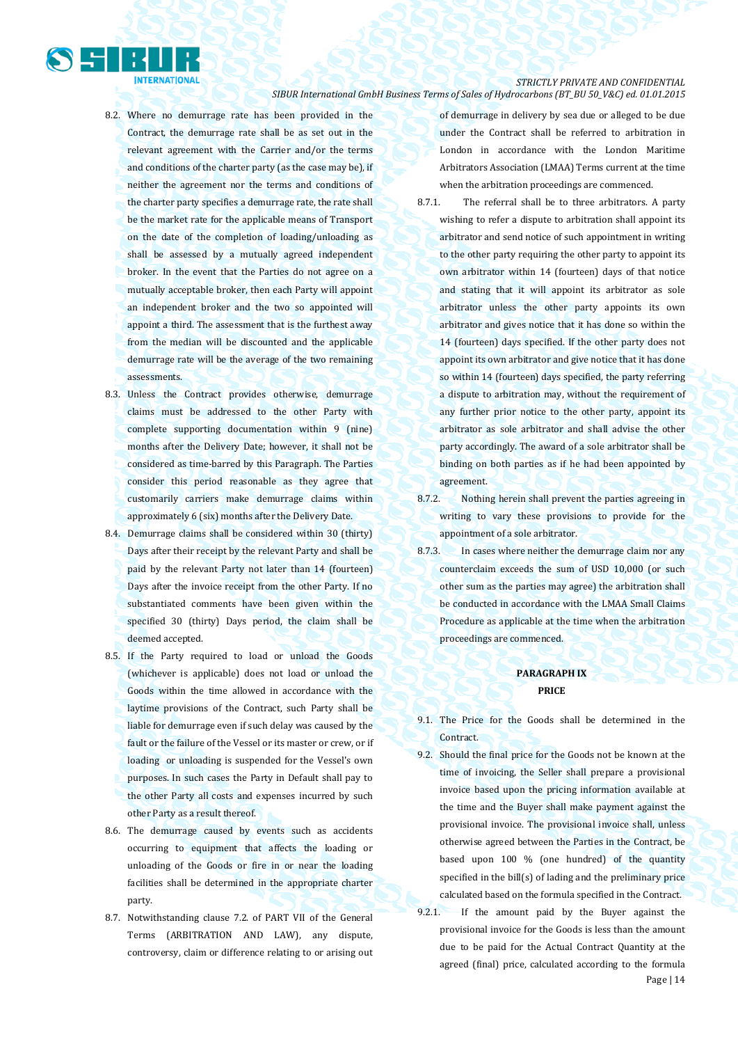8.2. Where no demurrage rate has been provided in the Contract, the demurrage rate shall be as set out in the relevant agreement with the Carrier and/or the terms and conditions of the charter party (as the case may be), if neither the agreement nor the terms and conditions of the charter party specifies a demurrage rate, the rate shall be the market rate for the applicable means of Transport on the date of the completion of loading/unloading as shall be assessed by a mutually agreed independent broker. In the event that the Parties do not agree on a mutually acceptable broker, then each Party will appoint an independent broker and the two so appointed will appoint a third. The assessment that is the furthest away from the median will be discounted and the applicable demurrage rate will be the average of the two remaining assessments.

8.3. Unless the Contract provides otherwise, demurrage claims must be addressed to the other Party with complete supporting documentation within 9 (nine) months after the Delivery Date; however, it shall not be considered as time-barred by this Paragraph. The Parties consider this period reasonable as they agree that customarily carriers make demurrage claims within approximately 6 (six) months after the Delivery Date.

8.4. Demurrage claims shall be considered within 30 (thirty) Days after their receipt by the relevant Party and shall be paid by the relevant Party not later than 14 (fourteen) Days after the invoice receipt from the other Party. If no substantiated comments have been given within the specified 30 (thirty) Days period, the claim shall be deemed accepted.

8.5. If the Party required to load or unload the Goods (whichever is applicable) does not load or unload the Goods within the time allowed in accordance with the laytime provisions of the Contract, such Party shall be liable for demurrage even if such delay was caused by the fault or the failure of the Vessel or its master or crew, or if loading or unloading is suspended for the Vessel's own purposes. In such cases the Party in Default shall pay to the other Party all costs and expenses incurred by such other Party as a result thereof.

8.6. The demurrage caused by events such as accidents occurring to equipment that affects the loading or unloading of the Goods or fire in or near the loading facilities shall be determined in the appropriate charter party.

8.7. Notwithstanding clause 7.2. of PART VII of the General Terms (ARBITRATION AND LAW), any dispute, controversy, claim or difference relating to or arising out of demurrage in delivery by sea due or alleged to be due under the Contract shall be referred to arbitration in London in accordance with the London Maritime Arbitrators Association (LMAA) Terms current at the time when the arbitration proceedings are commenced.

8.7.1. The referral shall be to three arbitrators. A party wishing to refer a dispute to arbitration shall appoint its arbitrator and send notice of such appointment in writing to the other party requiring the other party to appoint its own arbitrator within 14 (fourteen) days of that notice and stating that it will appoint its arbitrator as sole arbitrator unless the other party appoints its own arbitrator and gives notice that it has done so within the 14 (fourteen) days specified. If the other party does not appoint its own arbitrator and give notice that it has done so within 14 (fourteen) days specified, the party referring a dispute to arbitration may, without the requirement of any further prior notice to the other party, appoint its arbitrator as sole arbitrator and shall advise the other party accordingly. The award of a sole arbitrator shall be binding on both parties as if he had been appointed by agreement.

8.7.2. Nothing herein shall prevent the parties agreeing in writing to vary these provisions to provide for the appointment of a sole arbitrator.

8.7.3. In cases where neither the demurrage claim nor any counterclaim exceeds the sum of USD 10,000 (or such other sum as the parties may agree) the arbitration shall be conducted in accordance with the LMAA Small Claims Procedure as applicable at the time when the arbitration proceedings are commenced.

## PARAGRAPH IX
## PRICE

9.1. The Price for the Goods shall be determined in the Contract.

9.2. Should the final price for the Goods not be known at the time of invoicing, the Seller shall prepare a provisional invoice based upon the pricing information available at the time and the Buyer shall make payment against the provisional invoice. The provisional invoice shall, unless otherwise agreed between the Parties in the Contract, be based upon 100 % (one hundred) of the quantity specified in the bill(s) of lading and the preliminary price calculated based on the formula specified in the Contract.

9.2.1. If the amount paid by the Buyer against the provisional invoice for the Goods is less than the amount due to be paid for the Actual Contract Quantity at the agreed (final) price, calculated according to the formula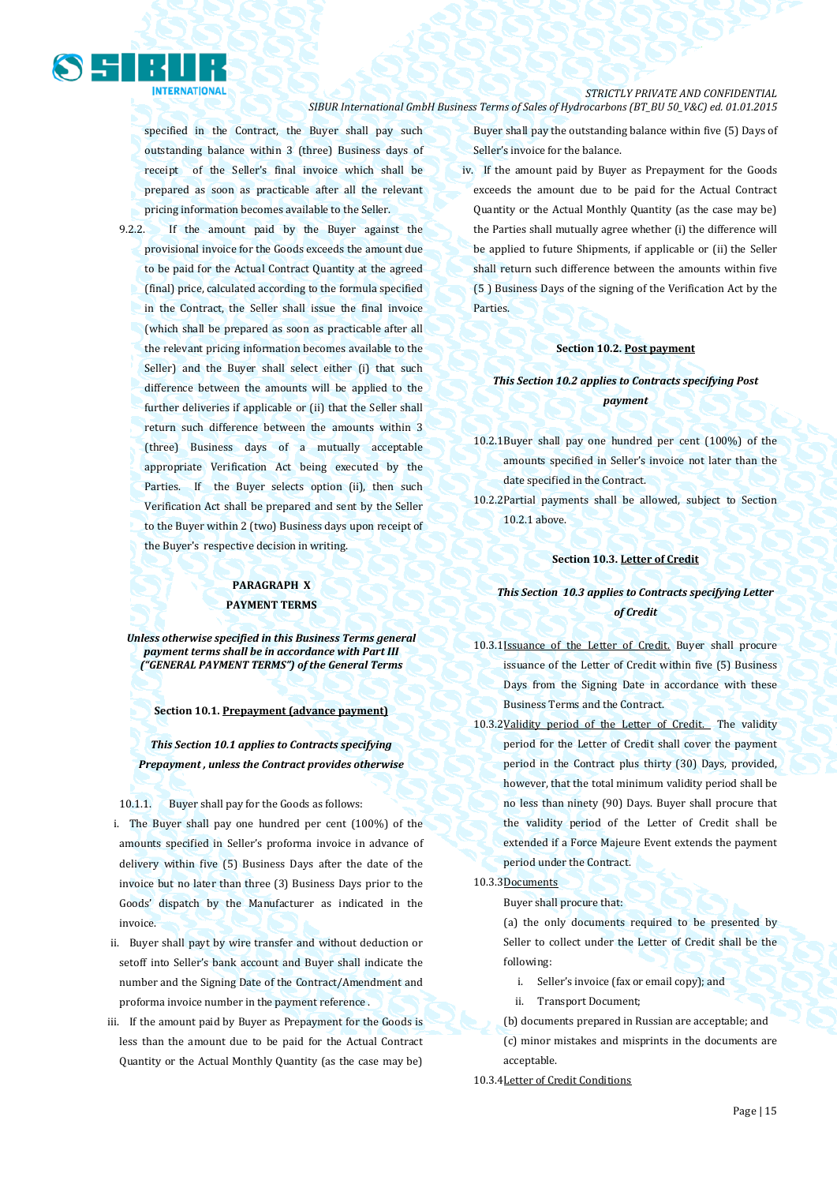specified in the Contract, the Buyer shall pay such outstanding balance within 3 (three) Business days of receipt of the Seller's final invoice which shall be prepared as soon as practicable after all the relevant pricing information becomes available to the Seller.

9.2.2. If the amount paid by the Buyer against the provisional invoice for the Goods exceeds the amount due to be paid for the Actual Contract Quantity at the agreed (final) price, calculated according to the formula specified in the Contract, the Seller shall issue the final invoice (which shall be prepared as soon as practicable after all the relevant pricing information becomes available to the Seller) and the Buyer shall select either (i) that such difference between the amounts will be applied to the further deliveries if applicable or (ii) that the Seller shall return such difference between the amounts within 3 (three) Business days of a mutually acceptable appropriate Verification Act being executed by the Parties. If the Buyer selects option (ii), then such Verification Act shall be prepared and sent by the Seller to the Buyer within 2 (two) Business days upon receipt of the Buyer's respective decision in writing.

## PARAGRAPH X
## PAYMENT TERMS

***Unless otherwise specified in this Business Terms general payment terms shall be in accordance with Part III ("GENERAL PAYMENT TERMS") of the General Terms***

### Section 10.1. <u>Prepayment (advance payment)</u>

***This Section 10.1 applies to Contracts specifying Prepayment , unless the Contract provides otherwise***

10.1.1. Buyer shall pay for the Goods as follows:

i. The Buyer shall pay one hundred per cent (100%) of the amounts specified in Seller's proforma invoice in advance of delivery within five (5) Business Days after the date of the invoice but no later than three (3) Business Days prior to the Goods' dispatch by the Manufacturer as indicated in the invoice.

ii. Buyer shall payt by wire transfer and without deduction or setoff into Seller's bank account and Buyer shall indicate the number and the Signing Date of the Contract/Amendment and proforma invoice number in the payment reference .

iii. If the amount paid by Buyer as Prepayment for the Goods is less than the amount due to be paid for the Actual Contract Quantity or the Actual Monthly Quantity (as the case may be) Buyer shall pay the outstanding balance within five (5) Days of Seller's invoice for the balance.

iv. If the amount paid by Buyer as Prepayment for the Goods exceeds the amount due to be paid for the Actual Contract Quantity or the Actual Monthly Quantity (as the case may be) the Parties shall mutually agree whether (i) the difference will be applied to future Shipments, if applicable or (ii) the Seller shall return such difference between the amounts within five (5 ) Business Days of the signing of the Verification Act by the Parties.

### Section 10.2. <u>Post payment</u>

***This Section 10.2 applies to Contracts specifying Post payment***

10.2.1 Buyer shall pay one hundred per cent (100%) of the amounts specified in Seller's invoice not later than the date specified in the Contract.

10.2.2 Partial payments shall be allowed, subject to Section 10.2.1 above.

### Section 10.3. <u>Letter of Credit</u>

***This Section 10.3 applies to Contracts specifying Letter of Credit***

10.3.1 <u>Issuance of the Letter of Credit.</u> Buyer shall procure issuance of the Letter of Credit within five (5) Business Days from the Signing Date in accordance with these Business Terms and the Contract.

10.3.2 <u>Validity period of the Letter of Credit.</u> The validity period for the Letter of Credit shall cover the payment period in the Contract plus thirty (30) Days, provided, however, that the total minimum validity period shall be no less than ninety (90) Days. Buyer shall procure that the validity period of the Letter of Credit shall be extended if a Force Majeure Event extends the payment period under the Contract.

10.3.3 <u>Documents</u>

Buyer shall procure that:

(a) the only documents required to be presented by Seller to collect under the Letter of Credit shall be the following:

i. Seller's invoice (fax or email copy); and

ii. Transport Document;

(b) documents prepared in Russian are acceptable; and

(c) minor mistakes and misprints in the documents are acceptable.

10.3.4 <u>Letter of Credit Conditions</u>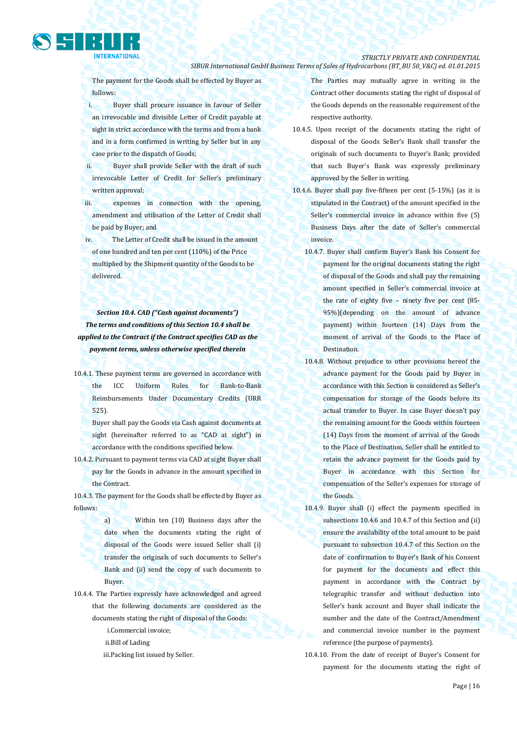The payment for the Goods shall be effected by Buyer as follows:

i. Buyer shall procure issuance in favour of Seller an irrevocable and divisible Letter of Credit payable at sight in strict accordance with the terms and from a bank and in a form confirmed in writing by Seller but in any case prior to the dispatch of Goods;

ii. Buyer shall provide Seller with the draft of such irrevocable Letter of Credit for Seller's preliminary written approval;

iii. expenses in connection with the opening, amendment and utilisation of the Letter of Credit shall be paid by Buyer; and

iv. The Letter of Credit shall be issued in the amount of one hundred and ten per cent (110%) of the Price multiplied by the Shipment quantity of the Goods to be delivered.

***Section 10.4. CAD ("Cash against documents")***
***The terms and conditions of this Section 10.4 shall be applied to the Contract if the Contract specifies CAD as the payment terms, unless otherwise specified therein***

10.4.1. These payment terms are governed in accordance with the ICC Uniform Rules for Bank-to-Bank Reimbursements Under Documentary Credits (URR 525).

Buyer shall pay the Goods via Cash against documents at sight (hereinafter referred to as "CAD at sight") in accordance with the conditions specified below.

10.4.2. Pursuant to payment terms via CAD at sight Buyer shall pay for the Goods in advance in the amount specified in the Contract.

10.4.3. The payment for the Goods shall be effected by Buyer as follows:

a) Within ten (10) Business days after the date when the documents stating the right of disposal of the Goods were issued Seller shall (i) transfer the originals of such documents to Seller's Bank and (ii) send the copy of such documents to Buyer.

10.4.4. The Parties expressly have acknowledged and agreed that the following documents are considered as the documents stating the right of disposal of the Goods:

i. Commercial invoice;
ii. Bill of Lading
iii. Packing list issued by Seller.

The Parties may mutually agree in writing in the Contract other documents stating the right of disposal of the Goods depends on the reasonable requirement of the respective authority.

10.4.5. Upon receipt of the documents stating the right of disposal of the Goods Seller's Bank shall transfer the originals of such documents to Buyer's Bank; provided that such Buyer's Bank was expressly preliminary approved by the Seller in writing.

10.4.6. Buyer shall pay five-fifteen per cent (5-15%) (as it is stipulated in the Contract) of the amount specified in the Seller's commercial invoice in advance within five (5) Business Days after the date of Seller's commercial invoice.

10.4.7. Buyer shall confirm Buyer's Bank his Consent for payment for the original documents stating the right of disposal of the Goods and shall pay the remaining amount specified in Seller's commercial invoice at the rate of eighty five – ninety five per cent (85-95%)(depending on the amount of advance payment) within fourteen (14) Days from the moment of arrival of the Goods to the Place of Destination.

10.4.8. Without prejudice to other provisions hereof the advance payment for the Goods paid by Buyer in accordance with this Section is considered as Seller's compensation for storage of the Goods before its actual transfer to Buyer. In case Buyer doesn't pay the remaining amount for the Goods within fourteen (14) Days from the moment of arrival of the Goods to the Place of Destination, Seller shall be entitled to retain the advance payment for the Goods paid by Buyer in accordance with this Section for compensation of the Seller's expenses for storage of the Goods.

10.4.9. Buyer shall (i) effect the payments specified in subsections 10.4.6 and 10.4.7 of this Section and (ii) ensure the availability of the total amount to be paid pursuant to subsection 10.4.7 of this Section on the date of confirmation to Buyer's Bank of his Consent for payment for the documents and effect this payment in accordance with the Contract by telegraphic transfer and without deduction into Seller's bank account and Buyer shall indicate the number and the date of the Contract/Amendment and commercial invoice number in the payment reference (the purpose of payments).

10.4.10. From the date of receipt of Buyer's Consent for payment for the documents stating the right of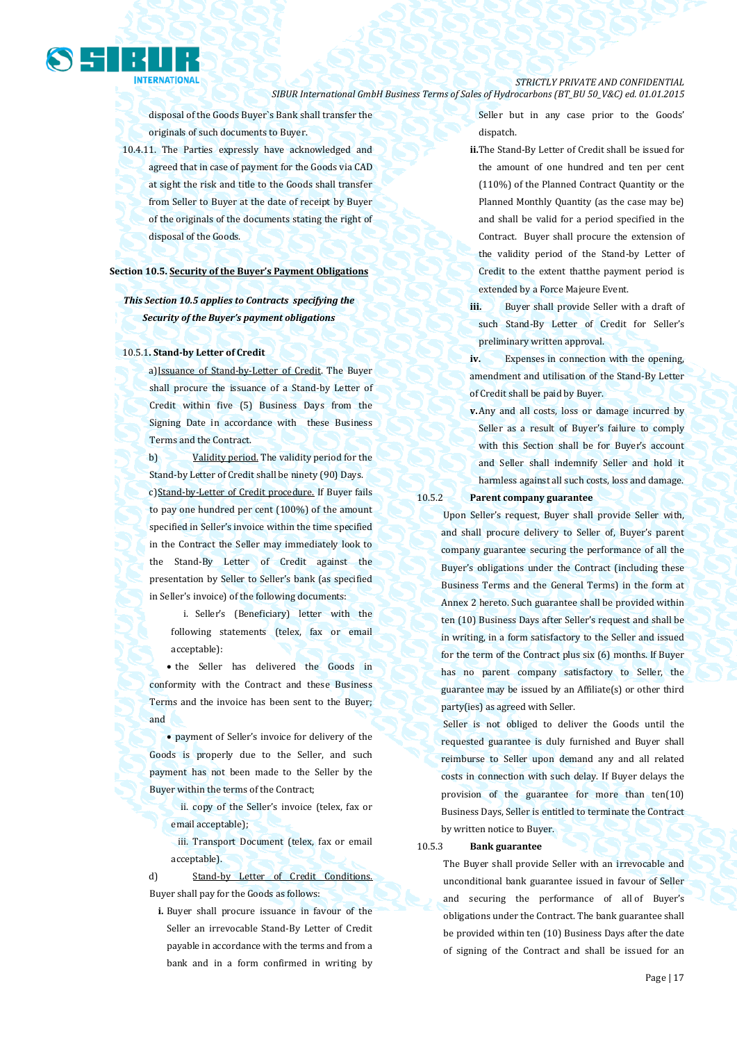disposal of the Goods Buyer`s Bank shall transfer the originals of such documents to Buyer.

10.4.11. The Parties expressly have acknowledged and agreed that in case of payment for the Goods via CAD at sight the risk and title to the Goods shall transfer from Seller to Buyer at the date of receipt by Buyer of the originals of the documents stating the right of disposal of the Goods.

**Section 10.5. Security of the Buyer's Payment Obligations**

***This Section 10.5 applies to Contracts specifying the Security of the Buyer's payment obligations***

10.5.1**. Stand-by Letter of Credit**

a)Issuance of Stand-by-Letter of Credit. The Buyer shall procure the issuance of a Stand-by Letter of Credit within five (5) Business Days from the Signing Date in accordance with these Business Terms and the Contract.

b) Validity period. The validity period for the Stand-by Letter of Credit shall be ninety (90) Days.

c)Stand-by-Letter of Credit procedure. If Buyer fails to pay one hundred per cent (100%) of the amount specified in Seller's invoice within the time specified in the Contract the Seller may immediately look to the Stand-By Letter of Credit against the presentation by Seller to Seller's bank (as specified in Seller's invoice) of the following documents:

i. Seller's (Beneficiary) letter with the following statements (telex, fax or email acceptable):

- the Seller has delivered the Goods in conformity with the Contract and these Business Terms and the invoice has been sent to the Buyer; and
- payment of Seller's invoice for delivery of the Goods is properly due to the Seller, and such payment has not been made to the Seller by the Buyer within the terms of the Contract;

ii. copy of the Seller's invoice (telex, fax or email acceptable);

iii. Transport Document (telex, fax or email acceptable).

d) Stand-by Letter of Credit Conditions. Buyer shall pay for the Goods as follows:

**i.** Buyer shall procure issuance in favour of the Seller an irrevocable Stand-By Letter of Credit payable in accordance with the terms and from a bank and in a form confirmed in writing by Seller but in any case prior to the Goods' dispatch.

**ii.**The Stand-By Letter of Credit shall be issued for the amount of one hundred and ten per cent (110%) of the Planned Contract Quantity or the Planned Monthly Quantity (as the case may be) and shall be valid for a period specified in the Contract. Buyer shall procure the extension of the validity period of the Stand-by Letter of Credit to the extent thatthe payment period is extended by a Force Majeure Event.

**iii.** Buyer shall provide Seller with a draft of such Stand-By Letter of Credit for Seller's preliminary written approval.

**iv.** Expenses in connection with the opening, amendment and utilisation of the Stand-By Letter of Credit shall be paid by Buyer.

**v.**Any and all costs, loss or damage incurred by Seller as a result of Buyer's failure to comply with this Section shall be for Buyer's account and Seller shall indemnify Seller and hold it harmless against all such costs, loss and damage.

10.5.2 **Parent company guarantee**

Upon Seller's request, Buyer shall provide Seller with, and shall procure delivery to Seller of, Buyer's parent company guarantee securing the performance of all the Buyer's obligations under the Contract (including these Business Terms and the General Terms) in the form at Annex 2 hereto. Such guarantee shall be provided within ten (10) Business Days after Seller's request and shall be in writing, in a form satisfactory to the Seller and issued for the term of the Contract plus six (6) months. If Buyer has no parent company satisfactory to Seller, the guarantee may be issued by an Affiliate(s) or other third party(ies) as agreed with Seller.

Seller is not obliged to deliver the Goods until the requested guarantee is duly furnished and Buyer shall reimburse to Seller upon demand any and all related costs in connection with such delay. If Buyer delays the provision of the guarantee for more than ten(10) Business Days, Seller is entitled to terminate the Contract by written notice to Buyer.

10.5.3 **Bank guarantee**

The Buyer shall provide Seller with an irrevocable and unconditional bank guarantee issued in favour of Seller and securing the performance of all of Buyer's obligations under the Contract. The bank guarantee shall be provided within ten (10) Business Days after the date of signing of the Contract and shall be issued for an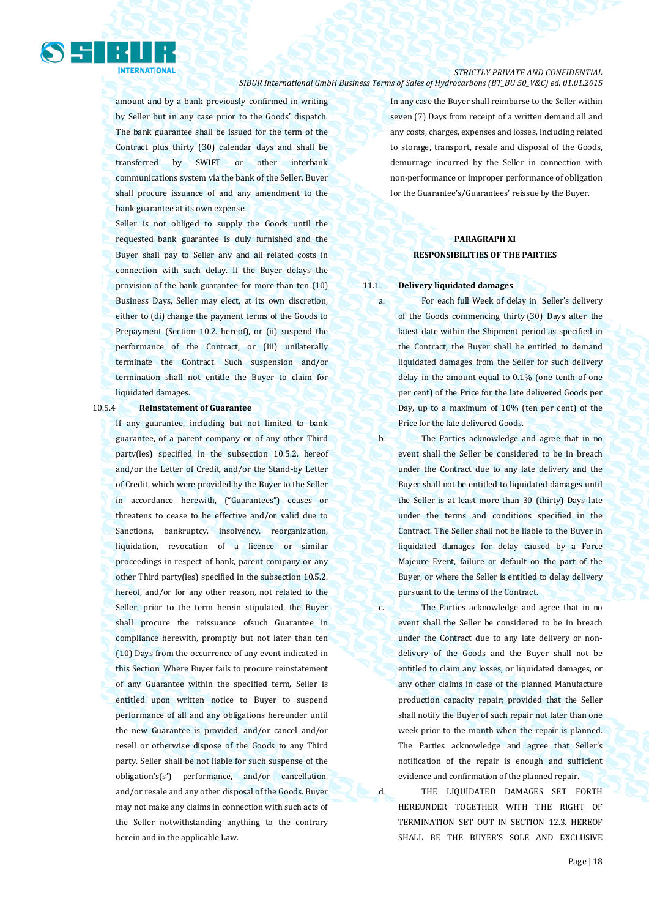amount and by a bank previously confirmed in writing by Seller but in any case prior to the Goods' dispatch. The bank guarantee shall be issued for the term of the Contract plus thirty (30) calendar days and shall be transferred by SWIFT or other interbank communications system via the bank of the Seller. Buyer shall procure issuance of and any amendment to the bank guarantee at its own expense.

Seller is not obliged to supply the Goods until the requested bank guarantee is duly furnished and the Buyer shall pay to Seller any and all related costs in connection with such delay. If the Buyer delays the provision of the bank guarantee for more than ten (10) Business Days, Seller may elect, at its own discretion, either to (di) change the payment terms of the Goods to Prepayment (Section 10.2. hereof), or (ii) suspend the performance of the Contract, or (iii) unilaterally terminate the Contract. Such suspension and/or termination shall not entitle the Buyer to claim for liquidated damages.

10.5.4 **Reinstatement of Guarantee**

If any guarantee, including but not limited to bank guarantee, of a parent company or of any other Third party(ies) specified in the subsection 10.5.2. hereof and/or the Letter of Credit, and/or the Stand-by Letter of Credit, which were provided by the Buyer to the Seller in accordance herewith, ("Guarantees") ceases or threatens to cease to be effective and/or valid due to Sanctions, bankruptcy, insolvency, reorganization, liquidation, revocation of a licence or similar proceedings in respect of bank, parent company or any other Third party(ies) specified in the subsection 10.5.2. hereof, and/or for any other reason, not related to the Seller, prior to the term herein stipulated, the Buyer shall procure the reissuance ofsuch Guarantee in compliance herewith, promptly but not later than ten (10) Days from the occurrence of any event indicated in this Section. Where Buyer fails to procure reinstatement of any Guarantee within the specified term, Seller is entitled upon written notice to Buyer to suspend performance of all and any obligations hereunder until the new Guarantee is provided, and/or cancel and/or resell or otherwise dispose of the Goods to any Third party. Seller shall be not liable for such suspense of the obligation's(s') performance, and/or cancellation, and/or resale and any other disposal of the Goods. Buyer may not make any claims in connection with such acts of the Seller notwithstanding anything to the contrary herein and in the applicable Law.

In any case the Buyer shall reimburse to the Seller within seven (7) Days from receipt of a written demand all and any costs, charges, expenses and losses, including related to storage, transport, resale and disposal of the Goods, demurrage incurred by the Seller in connection with non-performance or improper performance of obligation for the Guarantee's/Guarantees' reissue by the Buyer.

## PARAGRAPH XI
## RESPONSIBILITIES OF THE PARTIES

11.1. **Delivery liquidated damages**

a. For each full Week of delay in Seller's delivery of the Goods commencing thirty (30) Days after the latest date within the Shipment period as specified in the Contract, the Buyer shall be entitled to demand liquidated damages from the Seller for such delivery delay in the amount equal to 0.1% (one tenth of one per cent) of the Price for the late delivered Goods per Day, up to a maximum of 10% (ten per cent) of the Price for the late delivered Goods.

b. The Parties acknowledge and agree that in no event shall the Seller be considered to be in breach under the Contract due to any late delivery and the Buyer shall not be entitled to liquidated damages until the Seller is at least more than 30 (thirty) Days late under the terms and conditions specified in the Contract. The Seller shall not be liable to the Buyer in liquidated damages for delay caused by a Force Majeure Event, failure or default on the part of the Buyer, or where the Seller is entitled to delay delivery pursuant to the terms of the Contract.

c. The Parties acknowledge and agree that in no event shall the Seller be considered to be in breach under the Contract due to any late delivery or non-delivery of the Goods and the Buyer shall not be entitled to claim any losses, or liquidated damages, or any other claims in case of the planned Manufacture production capacity repair; provided that the Seller shall notify the Buyer of such repair not later than one week prior to the month when the repair is planned. The Parties acknowledge and agree that Seller's notification of the repair is enough and sufficient evidence and confirmation of the planned repair.

d. THE LIQUIDATED DAMAGES SET FORTH HEREUNDER TOGETHER WITH THE RIGHT OF TERMINATION SET OUT IN SECTION 12.3. HEREOF SHALL BE THE BUYER'S SOLE AND EXCLUSIVE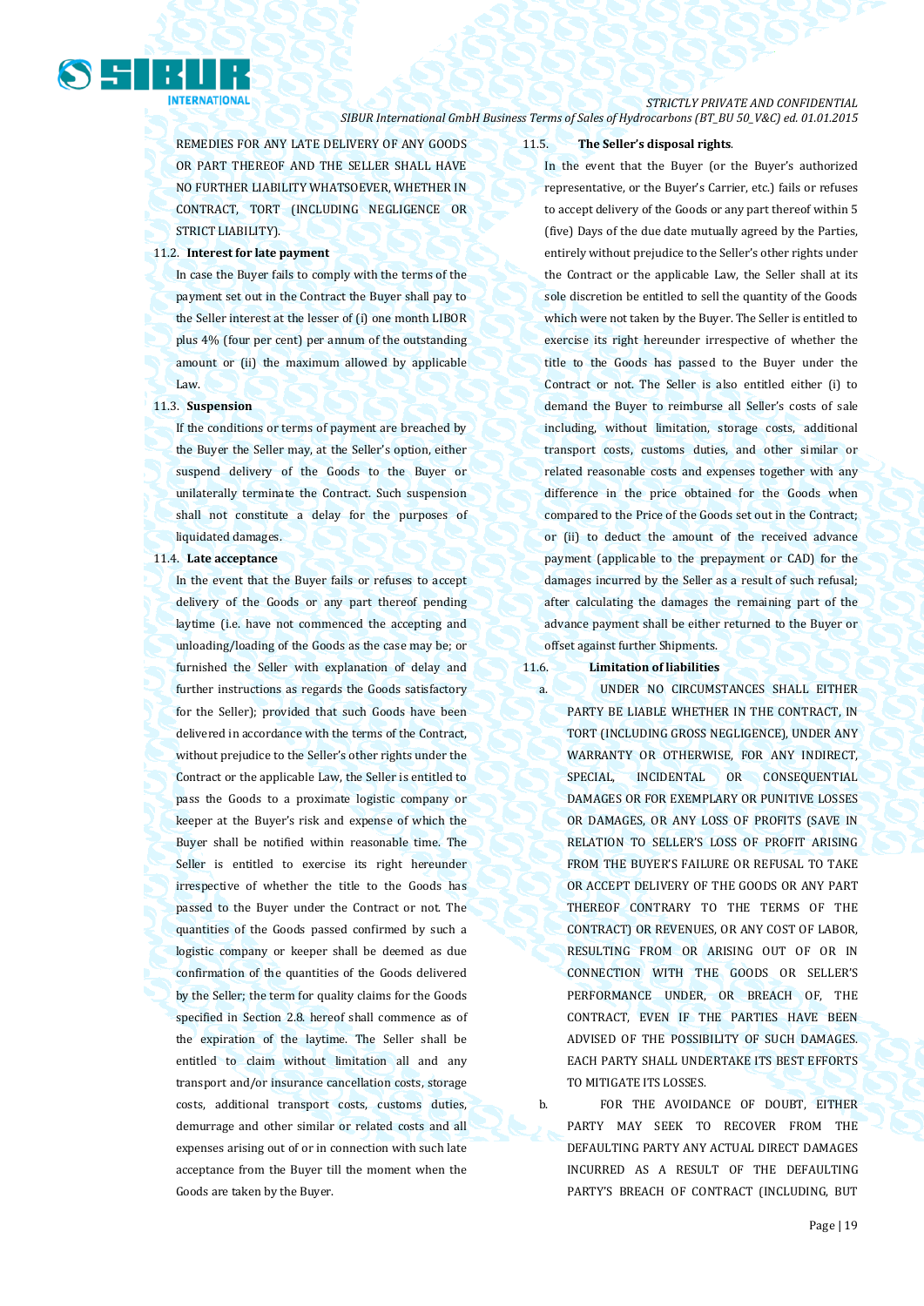REMEDIES FOR ANY LATE DELIVERY OF ANY GOODS OR PART THEREOF AND THE SELLER SHALL HAVE NO FURTHER LIABILITY WHATSOEVER, WHETHER IN CONTRACT, TORT (INCLUDING NEGLIGENCE OR STRICT LIABILITY).

11.2. **Interest for late payment**

In case the Buyer fails to comply with the terms of the payment set out in the Contract the Buyer shall pay to the Seller interest at the lesser of (i) one month LIBOR plus 4% (four per cent) per annum of the outstanding amount or (ii) the maximum allowed by applicable Law.

11.3. **Suspension**

If the conditions or terms of payment are breached by the Buyer the Seller may, at the Seller's option, either suspend delivery of the Goods to the Buyer or unilaterally terminate the Contract. Such suspension shall not constitute a delay for the purposes of liquidated damages.

11.4. **Late acceptance**

In the event that the Buyer fails or refuses to accept delivery of the Goods or any part thereof pending laytime (i.e. have not commenced the accepting and unloading/loading of the Goods as the case may be; or furnished the Seller with explanation of delay and further instructions as regards the Goods satisfactory for the Seller); provided that such Goods have been delivered in accordance with the terms of the Contract, without prejudice to the Seller's other rights under the Contract or the applicable Law, the Seller is entitled to pass the Goods to a proximate logistic company or keeper at the Buyer's risk and expense of which the Buyer shall be notified within reasonable time. The Seller is entitled to exercise its right hereunder irrespective of whether the title to the Goods has passed to the Buyer under the Contract or not. The quantities of the Goods passed confirmed by such a logistic company or keeper shall be deemed as due confirmation of the quantities of the Goods delivered by the Seller; the term for quality claims for the Goods specified in Section 2.8. hereof shall commence as of the expiration of the laytime. The Seller shall be entitled to claim without limitation all and any transport and/or insurance cancellation costs, storage costs, additional transport costs, customs duties, demurrage and other similar or related costs and all expenses arising out of or in connection with such late acceptance from the Buyer till the moment when the Goods are taken by the Buyer.

11.5. **The Seller's disposal rights**.

In the event that the Buyer (or the Buyer's authorized representative, or the Buyer's Carrier, etc.) fails or refuses to accept delivery of the Goods or any part thereof within 5 (five) Days of the due date mutually agreed by the Parties, entirely without prejudice to the Seller's other rights under the Contract or the applicable Law, the Seller shall at its sole discretion be entitled to sell the quantity of the Goods which were not taken by the Buyer. The Seller is entitled to exercise its right hereunder irrespective of whether the title to the Goods has passed to the Buyer under the Contract or not. The Seller is also entitled either (i) to demand the Buyer to reimburse all Seller's costs of sale including, without limitation, storage costs, additional transport costs, customs duties, and other similar or related reasonable costs and expenses together with any difference in the price obtained for the Goods when compared to the Price of the Goods set out in the Contract; or (ii) to deduct the amount of the received advance payment (applicable to the prepayment or CAD) for the damages incurred by the Seller as a result of such refusal; after calculating the damages the remaining part of the advance payment shall be either returned to the Buyer or offset against further Shipments.

11.6. **Limitation of liabilities**

a. UNDER NO CIRCUMSTANCES SHALL EITHER PARTY BE LIABLE WHETHER IN THE CONTRACT, IN TORT (INCLUDING GROSS NEGLIGENCE), UNDER ANY WARRANTY OR OTHERWISE, FOR ANY INDIRECT, SPECIAL, INCIDENTAL OR CONSEQUENTIAL DAMAGES OR FOR EXEMPLARY OR PUNITIVE LOSSES OR DAMAGES, OR ANY LOSS OF PROFITS (SAVE IN RELATION TO SELLER'S LOSS OF PROFIT ARISING FROM THE BUYER'S FAILURE OR REFUSAL TO TAKE OR ACCEPT DELIVERY OF THE GOODS OR ANY PART THEREOF CONTRARY TO THE TERMS OF THE CONTRACT) OR REVENUES, OR ANY COST OF LABOR, RESULTING FROM OR ARISING OUT OF OR IN CONNECTION WITH THE GOODS OR SELLER'S PERFORMANCE UNDER, OR BREACH OF, THE CONTRACT, EVEN IF THE PARTIES HAVE BEEN ADVISED OF THE POSSIBILITY OF SUCH DAMAGES. EACH PARTY SHALL UNDERTAKE ITS BEST EFFORTS TO MITIGATE ITS LOSSES.

b. FOR THE AVOIDANCE OF DOUBT, EITHER PARTY MAY SEEK TO RECOVER FROM THE DEFAULTING PARTY ANY ACTUAL DIRECT DAMAGES INCURRED AS A RESULT OF THE DEFAULTING PARTY'S BREACH OF CONTRACT (INCLUDING, BUT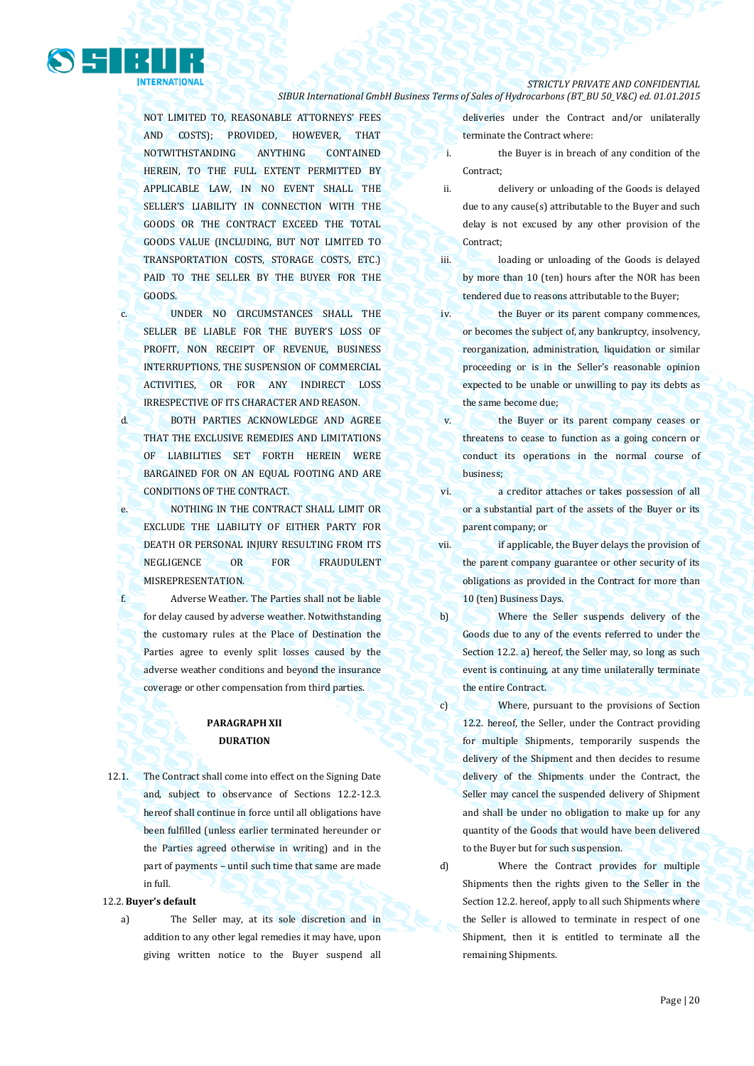NOT LIMITED TO, REASONABLE ATTORNEYS' FEES AND COSTS); PROVIDED, HOWEVER, THAT NOTWITHSTANDING ANYTHING CONTAINED HEREIN, TO THE FULL EXTENT PERMITTED BY APPLICABLE LAW, IN NO EVENT SHALL THE SELLER'S LIABILITY IN CONNECTION WITH THE GOODS OR THE CONTRACT EXCEED THE TOTAL GOODS VALUE (INCLUDING, BUT NOT LIMITED TO TRANSPORTATION COSTS, STORAGE COSTS, ETC.) PAID TO THE SELLER BY THE BUYER FOR THE GOODS.

c. UNDER NO CIRCUMSTANCES SHALL THE SELLER BE LIABLE FOR THE BUYER'S LOSS OF PROFIT, NON RECEIPT OF REVENUE, BUSINESS INTERRUPTIONS, THE SUSPENSION OF COMMERCIAL ACTIVITIES, OR FOR ANY INDIRECT LOSS IRRESPECTIVE OF ITS CHARACTER AND REASON.

d. BOTH PARTIES ACKNOWLEDGE AND AGREE THAT THE EXCLUSIVE REMEDIES AND LIMITATIONS OF LIABILITIES SET FORTH HEREIN WERE BARGAINED FOR ON AN EQUAL FOOTING AND ARE CONDITIONS OF THE CONTRACT.

e. NOTHING IN THE CONTRACT SHALL LIMIT OR EXCLUDE THE LIABILITY OF EITHER PARTY FOR DEATH OR PERSONAL INJURY RESULTING FROM ITS NEGLIGENCE OR FOR FRAUDULENT MISREPRESENTATION.

f. Adverse Weather. The Parties shall not be liable for delay caused by adverse weather. Notwithstanding the customary rules at the Place of Destination the Parties agree to evenly split losses caused by the adverse weather conditions and beyond the insurance coverage or other compensation from third parties.

## PARAGRAPH XII
## DURATION

12.1. The Contract shall come into effect on the Signing Date and, subject to observance of Sections 12.2-12.3. hereof shall continue in force until all obligations have been fulfilled (unless earlier terminated hereunder or the Parties agreed otherwise in writing) and in the part of payments – until such time that same are made in full.

12.2. **Buyer's default**

a) The Seller may, at its sole discretion and in addition to any other legal remedies it may have, upon giving written notice to the Buyer suspend all deliveries under the Contract and/or unilaterally terminate the Contract where:

i. the Buyer is in breach of any condition of the Contract;

ii. delivery or unloading of the Goods is delayed due to any cause(s) attributable to the Buyer and such delay is not excused by any other provision of the Contract;

iii. loading or unloading of the Goods is delayed by more than 10 (ten) hours after the NOR has been tendered due to reasons attributable to the Buyer;

iv. the Buyer or its parent company commences, or becomes the subject of, any bankruptcy, insolvency, reorganization, administration, liquidation or similar proceeding or is in the Seller's reasonable opinion expected to be unable or unwilling to pay its debts as the same become due;

v. the Buyer or its parent company ceases or threatens to cease to function as a going concern or conduct its operations in the normal course of business;

vi. a creditor attaches or takes possession of all or a substantial part of the assets of the Buyer or its parent company; or

vii. if applicable, the Buyer delays the provision of the parent company guarantee or other security of its obligations as provided in the Contract for more than 10 (ten) Business Days.

b) Where the Seller suspends delivery of the Goods due to any of the events referred to under the Section 12.2. a) hereof, the Seller may, so long as such event is continuing, at any time unilaterally terminate the entire Contract.

c) Where, pursuant to the provisions of Section 12.2. hereof, the Seller, under the Contract providing for multiple Shipments, temporarily suspends the delivery of the Shipment and then decides to resume delivery of the Shipments under the Contract, the Seller may cancel the suspended delivery of Shipment and shall be under no obligation to make up for any quantity of the Goods that would have been delivered to the Buyer but for such suspension.

d) Where the Contract provides for multiple Shipments then the rights given to the Seller in the Section 12.2. hereof, apply to all such Shipments where the Seller is allowed to terminate in respect of one Shipment, then it is entitled to terminate all the remaining Shipments.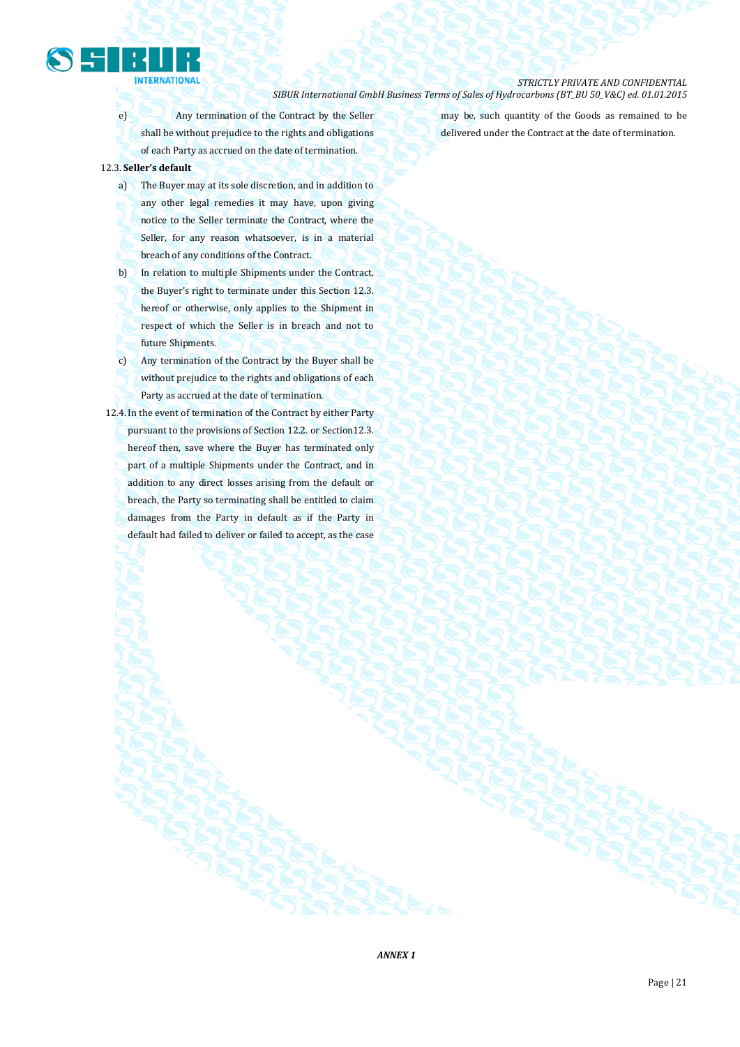e) Any termination of the Contract by the Seller shall be without prejudice to the rights and obligations of each Party as accrued on the date of termination.

12.3. **Seller's default**

a) The Buyer may at its sole discretion, and in addition to any other legal remedies it may have, upon giving notice to the Seller terminate the Contract, where the Seller, for any reason whatsoever, is in a material breach of any conditions of the Contract.

b) In relation to multiple Shipments under the Contract, the Buyer's right to terminate under this Section 12.3. hereof or otherwise, only applies to the Shipment in respect of which the Seller is in breach and not to future Shipments.

c) Any termination of the Contract by the Buyer shall be without prejudice to the rights and obligations of each Party as accrued at the date of termination.

12.4. In the event of termination of the Contract by either Party pursuant to the provisions of Section 12.2. or Section12.3. hereof then, save where the Buyer has terminated only part of a multiple Shipments under the Contract, and in addition to any direct losses arising from the default or breach, the Party so terminating shall be entitled to claim damages from the Party in default as if the Party in default had failed to deliver or failed to accept, as the case may be, such quantity of the Goods as remained to be delivered under the Contract at the date of termination.

***ANNEX 1***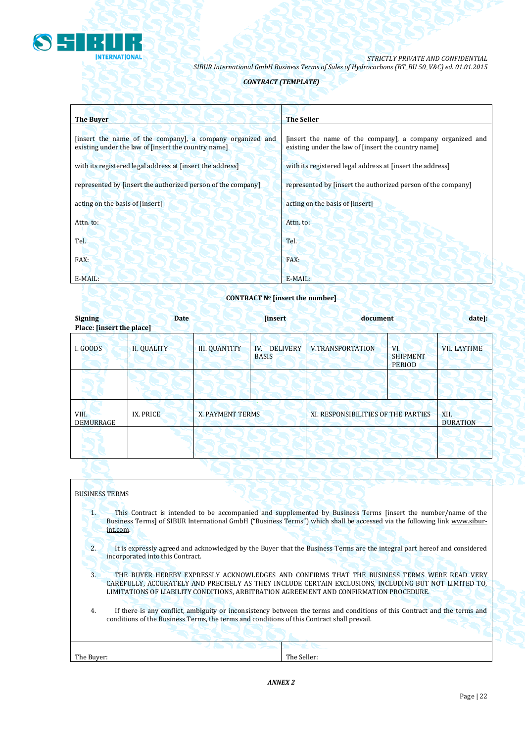*CONTRACT (TEMPLATE)*

| **The Buyer** | **The Seller** |
|---|---|
| [insert the name of the company], a company organized and existing under the law of [insert the country name]<br><br>with its registered legal address at [insert the address]<br><br>represented by [insert the authorized person of the company]<br><br>acting on the basis of [insert]<br><br>Attn. to:<br><br>Tel.<br><br>FAX:<br><br>E-MAIL: | [insert the name of the company], a company organized and existing under the law of [insert the country name]<br><br>with its registered legal address at [insert the address]<br><br>represented by [insert the authorized person of the company]<br><br>acting on the basis of [insert]<br><br>Attn. to:<br><br>Tel.<br><br>FAX:<br><br>E-MAIL: |

**CONTRACT № [insert the number]**

**Signing Date [insert document date]:**
**Place: [insert the place]**

| I. GOODS | II. QUALITY | III. QUANTITY | IV. DELIVERY BASIS | V.TRANSPORTATION | VI. SHIPMENT PERIOD | VII. LAYTIME |
|---|---|---|---|---|---|---|
| | | | | | | |
| VIII. DEMURRAGE | IX. PRICE | X. PAYMENT TERMS | | XI. RESPONSIBILITIES OF THE PARTIES | | XII. DURATION |
| | | | | | | |

BUSINESS TERMS

1. This Contract is intended to be accompanied and supplemented by Business Terms [insert the number/name of the Business Terms] of SIBUR International GmbH ("Business Terms") which shall be accessed via the following link www.sibur-int.com.

2. It is expressly agreed and acknowledged by the Buyer that the Business Terms are the integral part hereof and considered incorporated into this Contract.

3. THE BUYER HEREBY EXPRESSLY ACKNOWLEDGES AND CONFIRMS THAT THE BUSINESS TERMS WERE READ VERY CAREFULLY, ACCURATELY AND PRECISELY AS THEY INCLUDE CERTAIN EXCLUSIONS, INCLUDING BUT NOT LIMITED TO, LIMITATIONS OF LIABILITY CONDITIONS, ARBITRATION AGREEMENT AND CONFIRMATION PROCEDURE.

4. If there is any conflict, ambiguity or inconsistency between the terms and conditions of this Contract and the terms and conditions of the Business Terms, the terms and conditions of this Contract shall prevail.

| The Buyer: | The Seller: |
|---|---|

*ANNEX 2*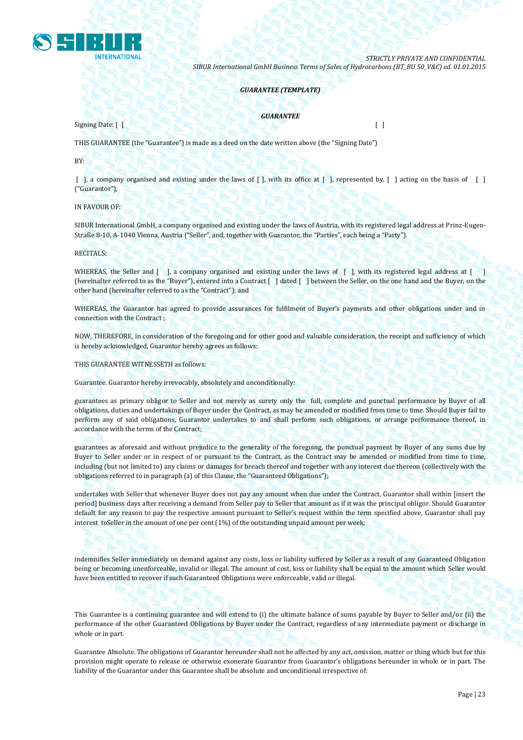***GUARANTEE (TEMPLATE)***

***GUARANTEE***

Signing Date: [ ] [ ]

THIS GUARANTEE (the "Guarantee") is made as a deed on the date written above (the "Signing Date")

BY:

[ ], a company organised and existing under the laws of [ ], with its office at [ ], represented by, [ ] acting on the basis of [ ] ("Guarantor"),

IN FAVOUR OF:

SIBUR International GmbH, a company organised and existing under the laws of Austria, with its registered legal address at Prinz-Eugen-Straße 8-10, A-1040 Vienna, Austria ("Seller", and, together with Guarantor, the "Parties", each being a "Party").

RECITALS:

WHEREAS, the Seller and [ ], a company organised and existing under the laws of [ ], with its registered legal address at [ ] (hereinafter referred to as the "Buyer"), entered into a Contract [ ] dated [ ] between the Seller, on the one hand and the Buyer, on the other hand (hereinafter referred to as the "Contract"); and

WHEREAS, the Guarantor has agreed to provide assurances for fulfilment of Buyer's payments and other obligations under and in connection with the Contract ;

NOW, THEREFORE, in consideration of the foregoing and for other good and valuable consideration, the receipt and sufficiency of which is hereby acknowledged, Guarantor hereby agrees as follows:

THIS GUARANTEE WITNESSETH as follows:

Guarantee. Guarantor hereby irrevocably, absolutely and unconditionally:

guarantees as primary obligor to Seller and not merely as surety only the full, complete and punctual performance by Buyer of all obligations, duties and undertakings of Buyer under the Contract, as may be amended or modified from time to time. Should Buyer fail to perform any of said obligations, Guarantor undertakes to and shall perform such obligations, or arrange performance thereof, in accordance with the terms of the Contract;

guarantees as aforesaid and without prejudice to the generality of the foregoing, the punctual payment by Buyer of any sums due by Buyer to Seller under or in respect of or pursuant to the Contract, as the Contract may be amended or modified from time to time, including (but not limited to) any claims or damages for breach thereof and together with any interest due thereon (collectively with the obligations referred to in paragraph (a) of this Clause, the "Guaranteed Obligations");

undertakes with Seller that whenever Buyer does not pay any amount when due under the Contract, Guarantor shall within [insert the period] business days after receiving a demand from Seller pay to Seller that amount as if it was the principal obligor. Should Guarantor default for any reason to pay the respective amount pursuant to Seller's request within the term specified above, Guarantor shall pay interest toSeller in the amount of one per cent (1%) of the outstanding unpaid amount per week;

indemnifies Seller immediately on demand against any costs, loss or liability suffered by Seller as a result of any Guaranteed Obligation being or becoming unenforceable, invalid or illegal. The amount of cost, loss or liability shall be equal to the amount which Seller would have been entitled to recover if such Guaranteed Obligations were enforceable, valid or illegal.

This Guarantee is a continuing guarantee and will extend to (i) the ultimate balance of sums payable by Buyer to Seller and/or (ii) the performance of the other Guaranteed Obligations by Buyer under the Contract, regardless of any intermediate payment or discharge in whole or in part.

Guarantee Absolute. The obligations of Guarantor hereunder shall not be affected by any act, omission, matter or thing which but for this provision might operate to release or otherwise exonerate Guarantor from Guarantor's obligations hereunder in whole or in part. The liability of the Guarantor under this Guarantee shall be absolute and unconditional irrespective of: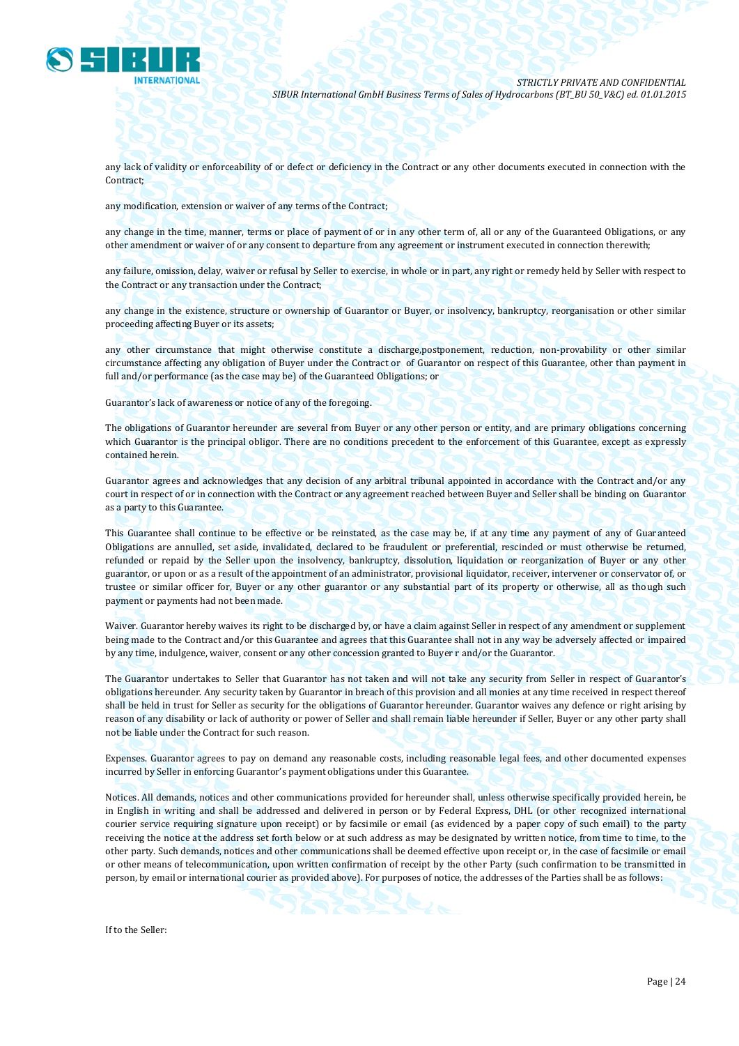any lack of validity or enforceability of or defect or deficiency in the Contract or any other documents executed in connection with the Contract;

any modification, extension or waiver of any terms of the Contract;

any change in the time, manner, terms or place of payment of or in any other term of, all or any of the Guaranteed Obligations, or any other amendment or waiver of or any consent to departure from any agreement or instrument executed in connection therewith;

any failure, omission, delay, waiver or refusal by Seller to exercise, in whole or in part, any right or remedy held by Seller with respect to the Contract or any transaction under the Contract;

any change in the existence, structure or ownership of Guarantor or Buyer, or insolvency, bankruptcy, reorganisation or other similar proceeding affecting Buyer or its assets;

any other circumstance that might otherwise constitute a discharge,postponement, reduction, non-provability or other similar circumstance affecting any obligation of Buyer under the Contract or of Guarantor on respect of this Guarantee, other than payment in full and/or performance (as the case may be) of the Guaranteed Obligations; or

Guarantor's lack of awareness or notice of any of the foregoing.

The obligations of Guarantor hereunder are several from Buyer or any other person or entity, and are primary obligations concerning which Guarantor is the principal obligor. There are no conditions precedent to the enforcement of this Guarantee, except as expressly contained herein.

Guarantor agrees and acknowledges that any decision of any arbitral tribunal appointed in accordance with the Contract and/or any court in respect of or in connection with the Contract or any agreement reached between Buyer and Seller shall be binding on Guarantor as a party to this Guarantee.

This Guarantee shall continue to be effective or be reinstated, as the case may be, if at any time any payment of any of Guaranteed Obligations are annulled, set aside, invalidated, declared to be fraudulent or preferential, rescinded or must otherwise be returned, refunded or repaid by the Seller upon the insolvency, bankruptcy, dissolution, liquidation or reorganization of Buyer or any other guarantor, or upon or as a result of the appointment of an administrator, provisional liquidator, receiver, intervener or conservator of, or trustee or similar officer for, Buyer or any other guarantor or any substantial part of its property or otherwise, all as though such payment or payments had not been made.

Waiver. Guarantor hereby waives its right to be discharged by, or have a claim against Seller in respect of any amendment or supplement being made to the Contract and/or this Guarantee and agrees that this Guarantee shall not in any way be adversely affected or impaired by any time, indulgence, waiver, consent or any other concession granted to Buyer r and/or the Guarantor.

The Guarantor undertakes to Seller that Guarantor has not taken and will not take any security from Seller in respect of Guarantor's obligations hereunder. Any security taken by Guarantor in breach of this provision and all monies at any time received in respect thereof shall be held in trust for Seller as security for the obligations of Guarantor hereunder. Guarantor waives any defence or right arising by reason of any disability or lack of authority or power of Seller and shall remain liable hereunder if Seller, Buyer or any other party shall not be liable under the Contract for such reason.

Expenses. Guarantor agrees to pay on demand any reasonable costs, including reasonable legal fees, and other documented expenses incurred by Seller in enforcing Guarantor's payment obligations under this Guarantee.

Notices. All demands, notices and other communications provided for hereunder shall, unless otherwise specifically provided herein, be in English in writing and shall be addressed and delivered in person or by Federal Express, DHL (or other recognized international courier service requiring signature upon receipt) or by facsimile or email (as evidenced by a paper copy of such email) to the party receiving the notice at the address set forth below or at such address as may be designated by written notice, from time to time, to the other party. Such demands, notices and other communications shall be deemed effective upon receipt or, in the case of facsimile or email or other means of telecommunication, upon written confirmation of receipt by the other Party (such confirmation to be transmitted in person, by email or international courier as provided above). For purposes of notice, the addresses of the Parties shall be as follows:

If to the Seller: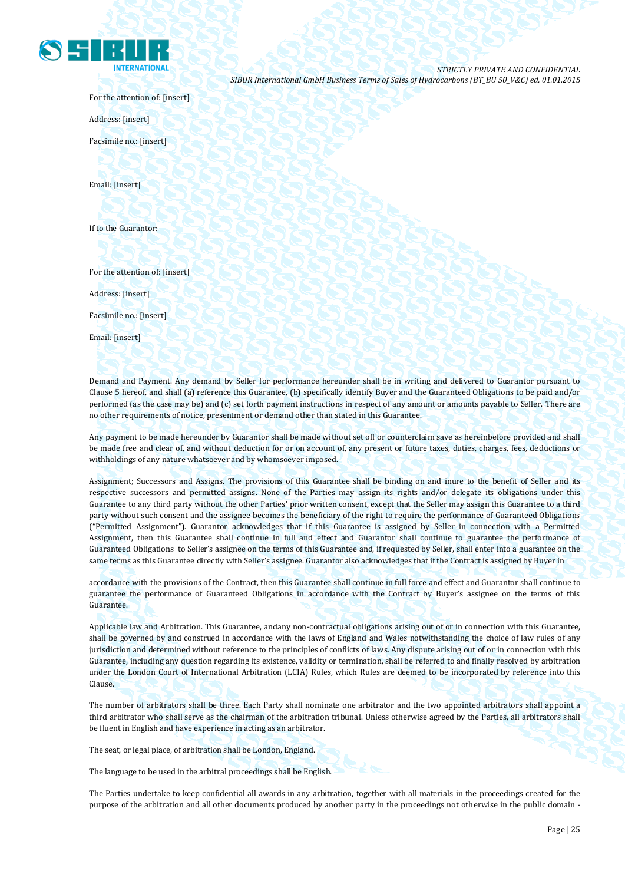For the attention of: [insert]

Address: [insert]

Facsimile no.: [insert]

Email: [insert]

If to the Guarantor:

For the attention of: [insert]

Address: [insert]

Facsimile no.: [insert]

Email: [insert]

Demand and Payment. Any demand by Seller for performance hereunder shall be in writing and delivered to Guarantor pursuant to Clause 5 hereof, and shall (a) reference this Guarantee, (b) specifically identify Buyer and the Guaranteed Obligations to be paid and/or performed (as the case may be) and (c) set forth payment instructions in respect of any amount or amounts payable to Seller. There are no other requirements of notice, presentment or demand other than stated in this Guarantee.

Any payment to be made hereunder by Guarantor shall be made without set off or counterclaim save as hereinbefore provided and shall be made free and clear of, and without deduction for or on account of, any present or future taxes, duties, charges, fees, deductions or withholdings of any nature whatsoever and by whomsoever imposed.

Assignment; Successors and Assigns. The provisions of this Guarantee shall be binding on and inure to the benefit of Seller and its respective successors and permitted assigns. None of the Parties may assign its rights and/or delegate its obligations under this Guarantee to any third party without the other Parties' prior written consent, except that the Seller may assign this Guarantee to a third party without such consent and the assignee becomes the beneficiary of the right to require the performance of Guaranteed Obligations ("Permitted Assignment"). Guarantor acknowledges that if this Guarantee is assigned by Seller in connection with a Permitted Assignment, then this Guarantee shall continue in full and effect and Guarantor shall continue to guarantee the performance of Guaranteed Obligations to Seller's assignee on the terms of this Guarantee and, if requested by Seller, shall enter into a guarantee on the same terms as this Guarantee directly with Seller's assignee. Guarantor also acknowledges that if the Contract is assigned by Buyer in accordance with the provisions of the Contract, then this Guarantee shall continue in full force and effect and Guarantor shall continue to guarantee the performance of Guaranteed Obligations in accordance with the Contract by Buyer's assignee on the terms of this Guarantee.

Applicable law and Arbitration. This Guarantee, andany non-contractual obligations arising out of or in connection with this Guarantee, shall be governed by and construed in accordance with the laws of England and Wales notwithstanding the choice of law rules of any jurisdiction and determined without reference to the principles of conflicts of laws. Any dispute arising out of or in connection with this Guarantee, including any question regarding its existence, validity or termination, shall be referred to and finally resolved by arbitration under the London Court of International Arbitration (LCIA) Rules, which Rules are deemed to be incorporated by reference into this Clause.

The number of arbitrators shall be three. Each Party shall nominate one arbitrator and the two appointed arbitrators shall appoint a third arbitrator who shall serve as the chairman of the arbitration tribunal. Unless otherwise agreed by the Parties, all arbitrators shall be fluent in English and have experience in acting as an arbitrator.

The seat, or legal place, of arbitration shall be London, England.

The language to be used in the arbitral proceedings shall be English.

The Parties undertake to keep confidential all awards in any arbitration, together with all materials in the proceedings created for the purpose of the arbitration and all other documents produced by another party in the proceedings not otherwise in the public domain -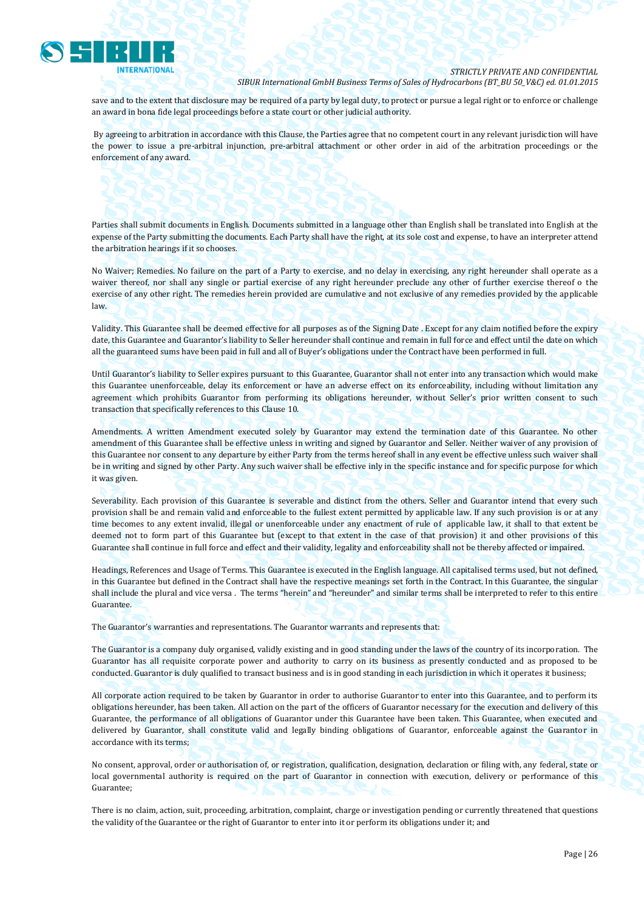save and to the extent that disclosure may be required of a party by legal duty, to protect or pursue a legal right or to enforce or challenge an award in bona fide legal proceedings before a state court or other judicial authority.

By agreeing to arbitration in accordance with this Clause, the Parties agree that no competent court in any relevant jurisdiction will have the power to issue a pre-arbitral injunction, pre-arbitral attachment or other order in aid of the arbitration proceedings or the enforcement of any award.

Parties shall submit documents in English. Documents submitted in a language other than English shall be translated into English at the expense of the Party submitting the documents. Each Party shall have the right, at its sole cost and expense, to have an interpreter attend the arbitration hearings if it so chooses.

No Waiver; Remedies. No failure on the part of a Party to exercise, and no delay in exercising, any right hereunder shall operate as a waiver thereof, nor shall any single or partial exercise of any right hereunder preclude any other of further exercise thereof o the exercise of any other right. The remedies herein provided are cumulative and not exclusive of any remedies provided by the applicable law.

Validity. This Guarantee shall be deemed effective for all purposes as of the Signing Date . Except for any claim notified before the expiry date, this Guarantee and Guarantor's liability to Seller hereunder shall continue and remain in full force and effect until the date on which all the guaranteed sums have been paid in full and all of Buyer's obligations under the Contract have been performed in full.

Until Guarantor's liability to Seller expires pursuant to this Guarantee, Guarantor shall not enter into any transaction which would make this Guarantee unenforceable, delay its enforcement or have an adverse effect on its enforceability, including without limitation any agreement which prohibits Guarantor from performing its obligations hereunder, without Seller's prior written consent to such transaction that specifically references to this Clause 10.

Amendments. A written Amendment executed solely by Guarantor may extend the termination date of this Guarantee. No other amendment of this Guarantee shall be effective unless in writing and signed by Guarantor and Seller. Neither waiver of any provision of this Guarantee nor consent to any departure by either Party from the terms hereof shall in any event be effective unless such waiver shall be in writing and signed by other Party. Any such waiver shall be effective inly in the specific instance and for specific purpose for which it was given.

Severability. Each provision of this Guarantee is severable and distinct from the others. Seller and Guarantor intend that every such provision shall be and remain valid and enforceable to the fullest extent permitted by applicable law. If any such provision is or at any time becomes to any extent invalid, illegal or unenforceable under any enactment of rule of applicable law, it shall to that extent be deemed not to form part of this Guarantee but (except to that extent in the case of that provision) it and other provisions of this Guarantee shall continue in full force and effect and their validity, legality and enforceability shall not be thereby affected or impaired.

Headings, References and Usage of Terms. This Guarantee is executed in the English language. All capitalised terms used, but not defined, in this Guarantee but defined in the Contract shall have the respective meanings set forth in the Contract. In this Guarantee, the singular shall include the plural and vice versa . The terms "herein" and "hereunder" and similar terms shall be interpreted to refer to this entire Guarantee.

The Guarantor's warranties and representations. The Guarantor warrants and represents that:

The Guarantor is a company duly organised, validly existing and in good standing under the laws of the country of its incorporation. The Guarantor has all requisite corporate power and authority to carry on its business as presently conducted and as proposed to be conducted. Guarantor is duly qualified to transact business and is in good standing in each jurisdiction in which it operates it business;

All corporate action required to be taken by Guarantor in order to authorise Guarantor to enter into this Guarantee, and to perform its obligations hereunder, has been taken. All action on the part of the officers of Guarantor necessary for the execution and delivery of this Guarantee, the performance of all obligations of Guarantor under this Guarantee have been taken. This Guarantee, when executed and delivered by Guarantor, shall constitute valid and legally binding obligations of Guarantor, enforceable against the Guarantor in accordance with its terms;

No consent, approval, order or authorisation of, or registration, qualification, designation, declaration or filing with, any federal, state or local governmental authority is required on the part of Guarantor in connection with execution, delivery or performance of this Guarantee;

There is no claim, action, suit, proceeding, arbitration, complaint, charge or investigation pending or currently threatened that questions the validity of the Guarantee or the right of Guarantor to enter into it or perform its obligations under it; and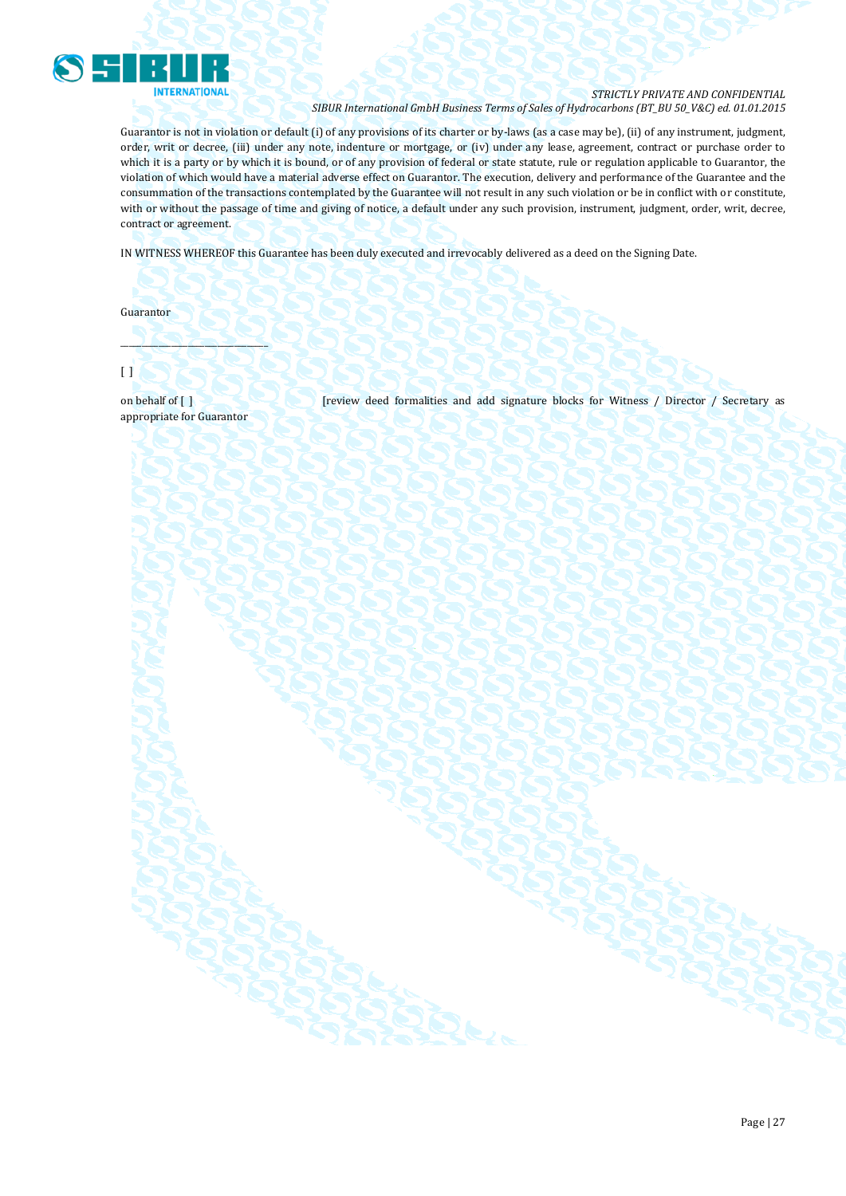Guarantor is not in violation or default (i) of any provisions of its charter or by-laws (as a case may be), (ii) of any instrument, judgment, order, writ or decree, (iii) under any note, indenture or mortgage, or (iv) under any lease, agreement, contract or purchase order to which it is a party or by which it is bound, or of any provision of federal or state statute, rule or regulation applicable to Guarantor, the violation of which would have a material adverse effect on Guarantor. The execution, delivery and performance of the Guarantee and the consummation of the transactions contemplated by the Guarantee will not result in any such violation or be in conflict with or constitute, with or without the passage of time and giving of notice, a default under any such provision, instrument, judgment, order, writ, decree, contract or agreement.

IN WITNESS WHEREOF this Guarantee has been duly executed and irrevocably delivered as a deed on the Signing Date.

Guarantor

\_\_\_\_\_\_\_\_\_\_\_\_\_\_\_\_\_\_\_\_\_\_\_\_\_\_\_\_\_\_

[ ]

on behalf of [ ] [review deed formalities and add signature blocks for Witness / Director / Secretary as appropriate for Guarantor